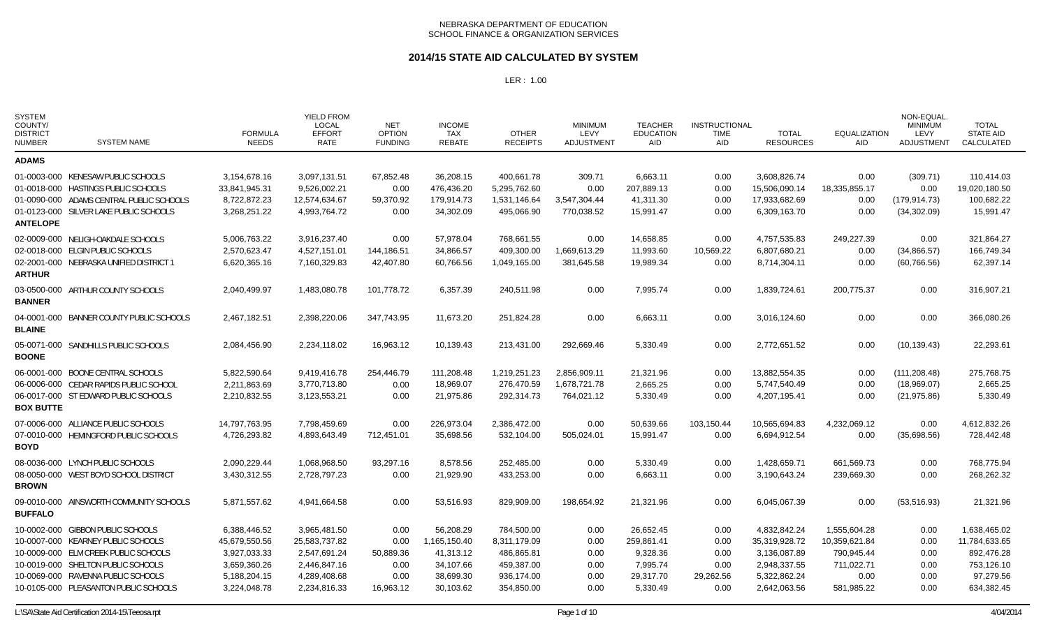NEBRASKA DEPARTMENT OF EDUCATION
SCHOOL FINANCE & ORGANIZATION SERVICES

## 2014/15 STATE AID CALCULATED BY SYSTEM

LER : 1.00

| SYSTEM COUNTY/ DISTRICT NUMBER | SYSTEM NAME | FORMULA NEEDS | YIELD FROM LOCAL EFFORT RATE | NET OPTION FUNDING | INCOME TAX REBATE | OTHER RECEIPTS | MINIMUM LEVY ADJUSTMENT | TEACHER EDUCATION AID | INSTRUCTIONAL TIME AID | TOTAL RESOURCES | EQUALIZATION AID | NON-EQUAL. MINIMUM LEVY ADJUSTMENT | TOTAL STATE AID CALCULATED |
|---|---|---|---|---|---|---|---|---|---|---|---|---|---|
| **ADAMS** | | | | | | | | | | | | | |
| 01-0003-000 | KENESAW PUBLIC SCHOOLS | 3,154,678.16 | 3,097,131.51 | 67,852.48 | 36,208.15 | 400,661.78 | 309.71 | 6,663.11 | 0.00 | 3,608,826.74 | 0.00 | (309.71) | 110,414.03 |
| 01-0018-000 | HASTINGS PUBLIC SCHOOLS | 33,841,945.31 | 9,526,002.21 | 0.00 | 476,436.20 | 5,295,762.60 | 0.00 | 207,889.13 | 0.00 | 15,506,090.14 | 18,335,855.17 | 0.00 | 19,020,180.50 |
| 01-0090-000 | ADAMS CENTRAL PUBLIC SCHOOLS | 8,722,872.23 | 12,574,634.67 | 59,370.92 | 179,914.73 | 1,531,146.64 | 3,547,304.44 | 41,311.30 | 0.00 | 17,933,682.69 | 0.00 | (179,914.73) | 100,682.22 |
| 01-0123-000 | SILVER LAKE PUBLIC SCHOOLS | 3,268,251.22 | 4,993,764.72 | 0.00 | 34,302.09 | 495,066.90 | 770,038.52 | 15,991.47 | 0.00 | 6,309,163.70 | 0.00 | (34,302.09) | 15,991.47 |
| **ANTELOPE** | | | | | | | | | | | | | |
| 02-0009-000 | NELIGH-OAKDALE SCHOOLS | 5,006,763.22 | 3,916,237.40 | 0.00 | 57,978.04 | 768,661.55 | 0.00 | 14,658.85 | 0.00 | 4,757,535.83 | 249,227.39 | 0.00 | 321,864.27 |
| 02-0018-000 | ELGIN PUBLIC SCHOOLS | 2,570,623.47 | 4,527,151.01 | 144,186.51 | 34,866.57 | 409,300.00 | 1,669,613.29 | 11,993.60 | 10,569.22 | 6,807,680.21 | 0.00 | (34,866.57) | 166,749.34 |
| 02-2001-000 | NEBRASKA UNIFIED DISTRICT 1 | 6,620,365.16 | 7,160,329.83 | 42,407.80 | 60,766.56 | 1,049,165.00 | 381,645.58 | 19,989.34 | 0.00 | 8,714,304.11 | 0.00 | (60,766.56) | 62,397.14 |
| **ARTHUR** | | | | | | | | | | | | | |
| 03-0500-000 | ARTHUR COUNTY SCHOOLS | 2,040,499.97 | 1,483,080.78 | 101,778.72 | 6,357.39 | 240,511.98 | 0.00 | 7,995.74 | 0.00 | 1,839,724.61 | 200,775.37 | 0.00 | 316,907.21 |
| **BANNER** | | | | | | | | | | | | | |
| 04-0001-000 | BANNER COUNTY PUBLIC SCHOOLS | 2,467,182.51 | 2,398,220.06 | 347,743.95 | 11,673.20 | 251,824.28 | 0.00 | 6,663.11 | 0.00 | 3,016,124.60 | 0.00 | 0.00 | 366,080.26 |
| **BLAINE** | | | | | | | | | | | | | |
| 05-0071-000 | SANDHILLS PUBLIC SCHOOLS | 2,084,456.90 | 2,234,118.02 | 16,963.12 | 10,139.43 | 213,431.00 | 292,669.46 | 5,330.49 | 0.00 | 2,772,651.52 | 0.00 | (10,139.43) | 22,293.61 |
| **BOONE** | | | | | | | | | | | | | |
| 06-0001-000 | BOONE CENTRAL SCHOOLS | 5,822,590.64 | 9,419,416.78 | 254,446.79 | 111,208.48 | 1,219,251.23 | 2,856,909.11 | 21,321.96 | 0.00 | 13,882,554.35 | 0.00 | (111,208.48) | 275,768.75 |
| 06-0006-000 | CEDAR RAPIDS PUBLIC SCHOOL | 2,211,863.69 | 3,770,713.80 | 0.00 | 18,969.07 | 276,470.59 | 1,678,721.78 | 2,665.25 | 0.00 | 5,747,540.49 | 0.00 | (18,969.07) | 2,665.25 |
| 06-0017-000 | ST EDWARD PUBLIC SCHOOLS | 2,210,832.55 | 3,123,553.21 | 0.00 | 21,975.86 | 292,314.73 | 764,021.12 | 5,330.49 | 0.00 | 4,207,195.41 | 0.00 | (21,975.86) | 5,330.49 |
| **BOX BUTTE** | | | | | | | | | | | | | |
| 07-0006-000 | ALLIANCE PUBLIC SCHOOLS | 14,797,763.95 | 7,798,459.69 | 0.00 | 226,973.04 | 2,386,472.00 | 0.00 | 50,639.66 | 103,150.44 | 10,565,694.83 | 4,232,069.12 | 0.00 | 4,612,832.26 |
| 07-0010-000 | HEMINGFORD PUBLIC SCHOOLS | 4,726,293.82 | 4,893,643.49 | 712,451.01 | 35,698.56 | 532,104.00 | 505,024.01 | 15,991.47 | 0.00 | 6,694,912.54 | 0.00 | (35,698.56) | 728,442.48 |
| **BOYD** | | | | | | | | | | | | | |
| 08-0036-000 | LYNCH PUBLIC SCHOOLS | 2,090,229.44 | 1,068,968.50 | 93,297.16 | 8,578.56 | 252,485.00 | 0.00 | 5,330.49 | 0.00 | 1,428,659.71 | 661,569.73 | 0.00 | 768,775.94 |
| 08-0050-000 | WEST BOYD SCHOOL DISTRICT | 3,430,312.55 | 2,728,797.23 | 0.00 | 21,929.90 | 433,253.00 | 0.00 | 6,663.11 | 0.00 | 3,190,643.24 | 239,669.30 | 0.00 | 268,262.32 |
| **BROWN** | | | | | | | | | | | | | |
| 09-0010-000 | AINSWORTH COMMUNITY SCHOOLS | 5,871,557.62 | 4,941,664.58 | 0.00 | 53,516.93 | 829,909.00 | 198,654.92 | 21,321.96 | 0.00 | 6,045,067.39 | 0.00 | (53,516.93) | 21,321.96 |
| **BUFFALO** | | | | | | | | | | | | | |
| 10-0002-000 | GIBBON PUBLIC SCHOOLS | 6,388,446.52 | 3,965,481.50 | 0.00 | 56,208.29 | 784,500.00 | 0.00 | 26,652.45 | 0.00 | 4,832,842.24 | 1,555,604.28 | 0.00 | 1,638,465.02 |
| 10-0007-000 | KEARNEY PUBLIC SCHOOLS | 45,679,550.56 | 25,583,737.82 | 0.00 | 1,165,150.40 | 8,311,179.09 | 0.00 | 259,861.41 | 0.00 | 35,319,928.72 | 10,359,621.84 | 0.00 | 11,784,633.65 |
| 10-0009-000 | ELM CREEK PUBLIC SCHOOLS | 3,927,033.33 | 2,547,691.24 | 50,889.36 | 41,313.12 | 486,865.81 | 0.00 | 9,328.36 | 0.00 | 3,136,087.89 | 790,945.44 | 0.00 | 892,476.28 |
| 10-0019-000 | SHELTON PUBLIC SCHOOLS | 3,659,360.26 | 2,446,847.16 | 0.00 | 34,107.66 | 459,387.00 | 0.00 | 7,995.74 | 0.00 | 2,948,337.55 | 711,022.71 | 0.00 | 753,126.10 |
| 10-0069-000 | RAVENNA PUBLIC SCHOOLS | 5,188,204.15 | 4,289,408.68 | 0.00 | 38,699.30 | 936,174.00 | 0.00 | 29,317.70 | 29,262.56 | 5,322,862.24 | 0.00 | 0.00 | 97,279.56 |
| 10-0105-000 | PLEASANTON PUBLIC SCHOOLS | 3,224,048.78 | 2,234,816.33 | 16,963.12 | 30,103.62 | 354,850.00 | 0.00 | 5,330.49 | 0.00 | 2,642,063.56 | 581,985.22 | 0.00 | 634,382.45 |

L:\SA\State Aid Certification 2014-15\Teeosa.rpt — 4/04/2014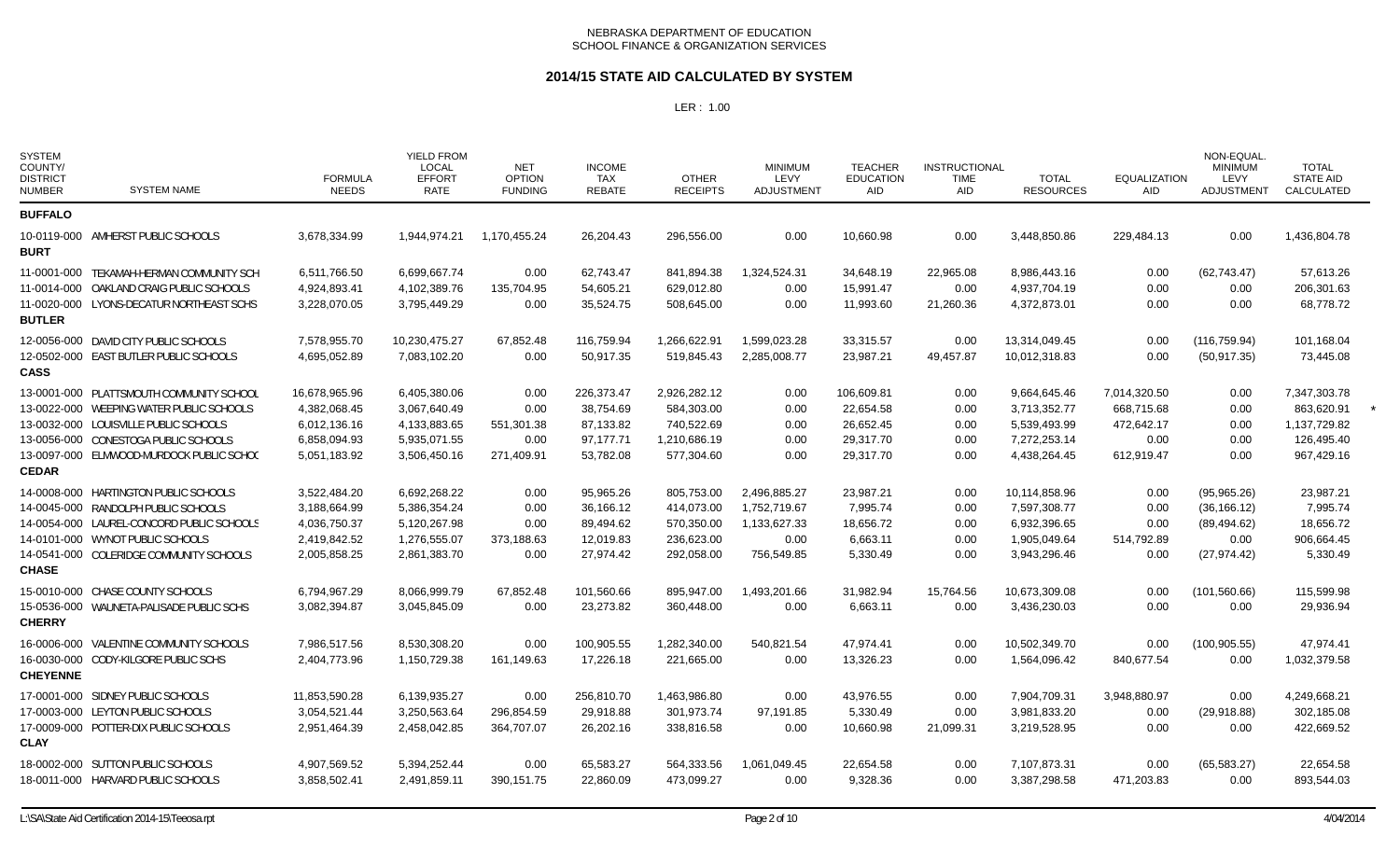NEBRASKA DEPARTMENT OF EDUCATION
SCHOOL FINANCE & ORGANIZATION SERVICES

## 2014/15 STATE AID CALCULATED BY SYSTEM

LER : 1.00

| SYSTEM COUNTY/ DISTRICT NUMBER | SYSTEM NAME | FORMULA NEEDS | YIELD FROM LOCAL EFFORT RATE | NET OPTION FUNDING | INCOME TAX REBATE | OTHER RECEIPTS | MINIMUM LEVY ADJUSTMENT | TEACHER EDUCATION AID | INSTRUCTIONAL TIME AID | TOTAL RESOURCES | EQUALIZATION AID | NON-EQUAL. MINIMUM LEVY ADJUSTMENT | TOTAL STATE AID CALCULATED | |
|---|---|---|---|---|---|---|---|---|---|---|---|---|---|---|
| **BUFFALO** | | | | | | | | | | | | | | |
| 10-0119-000 | AMHERST PUBLIC SCHOOLS | 3,678,334.99 | 1,944,974.21 | 1,170,455.24 | 26,204.43 | 296,556.00 | 0.00 | 10,660.98 | 0.00 | 3,448,850.86 | 229,484.13 | 0.00 | 1,436,804.78 | |
| **BURT** | | | | | | | | | | | | | | |
| 11-0001-000 | TEKAMAH-HERMAN COMMUNITY SCH | 6,511,766.50 | 6,699,667.74 | 0.00 | 62,743.47 | 841,894.38 | 1,324,524.31 | 34,648.19 | 22,965.08 | 8,986,443.16 | 0.00 | (62,743.47) | 57,613.26 | |
| 11-0014-000 | OAKLAND CRAIG PUBLIC SCHOOLS | 4,924,893.41 | 4,102,389.76 | 135,704.95 | 54,605.21 | 629,012.80 | 0.00 | 15,991.47 | 0.00 | 4,937,704.19 | 0.00 | 0.00 | 206,301.63 | |
| 11-0020-000 | LYONS-DECATUR NORTHEAST SCHS | 3,228,070.05 | 3,795,449.29 | 0.00 | 35,524.75 | 508,645.00 | 0.00 | 11,993.60 | 21,260.36 | 4,372,873.01 | 0.00 | 0.00 | 68,778.72 | |
| **BUTLER** | | | | | | | | | | | | | | |
| 12-0056-000 | DAVID CITY PUBLIC SCHOOLS | 7,578,955.70 | 10,230,475.27 | 67,852.48 | 116,759.94 | 1,266,622.91 | 1,599,023.28 | 33,315.57 | 0.00 | 13,314,049.45 | 0.00 | (116,759.94) | 101,168.04 | |
| 12-0502-000 | EAST BUTLER PUBLIC SCHOOLS | 4,695,052.89 | 7,083,102.20 | 0.00 | 50,917.35 | 519,845.43 | 2,285,008.77 | 23,987.21 | 49,457.87 | 10,012,318.83 | 0.00 | (50,917.35) | 73,445.08 | |
| **CASS** | | | | | | | | | | | | | | |
| 13-0001-000 | PLATTSMOUTH COMMUNITY SCHOOL | 16,678,965.96 | 6,405,380.06 | 0.00 | 226,373.47 | 2,926,282.12 | 0.00 | 106,609.81 | 0.00 | 9,664,645.46 | 7,014,320.50 | 0.00 | 7,347,303.78 | |
| 13-0022-000 | WEEPING WATER PUBLIC SCHOOLS | 4,382,068.45 | 3,067,640.49 | 0.00 | 38,754.69 | 584,303.00 | 0.00 | 22,654.58 | 0.00 | 3,713,352.77 | 668,715.68 | 0.00 | 863,620.91 | * |
| 13-0032-000 | LOUISVILLE PUBLIC SCHOOLS | 6,012,136.16 | 4,133,883.65 | 551,301.38 | 87,133.82 | 740,522.69 | 0.00 | 26,652.45 | 0.00 | 5,539,493.99 | 472,642.17 | 0.00 | 1,137,729.82 | |
| 13-0056-000 | CONESTOGA PUBLIC SCHOOLS | 6,858,094.93 | 5,935,071.55 | 0.00 | 97,177.71 | 1,210,686.19 | 0.00 | 29,317.70 | 0.00 | 7,272,253.14 | 0.00 | 0.00 | 126,495.40 | |
| 13-0097-000 | ELMWOOD-MURDOCK PUBLIC SCHOO | 5,051,183.92 | 3,506,450.16 | 271,409.91 | 53,782.08 | 577,304.60 | 0.00 | 29,317.70 | 0.00 | 4,438,264.45 | 612,919.47 | 0.00 | 967,429.16 | |
| **CEDAR** | | | | | | | | | | | | | | |
| 14-0008-000 | HARTINGTON PUBLIC SCHOOLS | 3,522,484.20 | 6,692,268.22 | 0.00 | 95,965.26 | 805,753.00 | 2,496,885.27 | 23,987.21 | 0.00 | 10,114,858.96 | 0.00 | (95,965.26) | 23,987.21 | |
| 14-0045-000 | RANDOLPH PUBLIC SCHOOLS | 3,188,664.99 | 5,386,354.24 | 0.00 | 36,166.12 | 414,073.00 | 1,752,719.67 | 7,995.74 | 0.00 | 7,597,308.77 | 0.00 | (36,166.12) | 7,995.74 | |
| 14-0054-000 | LAUREL-CONCORD PUBLIC SCHOOLS | 4,036,750.37 | 5,120,267.98 | 0.00 | 89,494.62 | 570,350.00 | 1,133,627.33 | 18,656.72 | 0.00 | 6,932,396.65 | 0.00 | (89,494.62) | 18,656.72 | |
| 14-0101-000 | WYNOT PUBLIC SCHOOLS | 2,419,842.52 | 1,276,555.07 | 373,188.63 | 12,019.83 | 236,623.00 | 0.00 | 6,663.11 | 0.00 | 1,905,049.64 | 514,792.89 | 0.00 | 906,664.45 | |
| 14-0541-000 | COLERIDGE COMMUNITY SCHOOLS | 2,005,858.25 | 2,861,383.70 | 0.00 | 27,974.42 | 292,058.00 | 756,549.85 | 5,330.49 | 0.00 | 3,943,296.46 | 0.00 | (27,974.42) | 5,330.49 | |
| **CHASE** | | | | | | | | | | | | | | |
| 15-0010-000 | CHASE COUNTY SCHOOLS | 6,794,967.29 | 8,066,999.79 | 67,852.48 | 101,560.66 | 895,947.00 | 1,493,201.66 | 31,982.94 | 15,764.56 | 10,673,309.08 | 0.00 | (101,560.66) | 115,599.98 | |
| 15-0536-000 | WAUNETA-PALISADE PUBLIC SCHS | 3,082,394.87 | 3,045,845.09 | 0.00 | 23,273.82 | 360,448.00 | 0.00 | 6,663.11 | 0.00 | 3,436,230.03 | 0.00 | 0.00 | 29,936.94 | |
| **CHERRY** | | | | | | | | | | | | | | |
| 16-0006-000 | VALENTINE COMMUNITY SCHOOLS | 7,986,517.56 | 8,530,308.20 | 0.00 | 100,905.55 | 1,282,340.00 | 540,821.54 | 47,974.41 | 0.00 | 10,502,349.70 | 0.00 | (100,905.55) | 47,974.41 | |
| 16-0030-000 | CODY-KILGORE PUBLIC SCHS | 2,404,773.96 | 1,150,729.38 | 161,149.63 | 17,226.18 | 221,665.00 | 0.00 | 13,326.23 | 0.00 | 1,564,096.42 | 840,677.54 | 0.00 | 1,032,379.58 | |
| **CHEYENNE** | | | | | | | | | | | | | | |
| 17-0001-000 | SIDNEY PUBLIC SCHOOLS | 11,853,590.28 | 6,139,935.27 | 0.00 | 256,810.70 | 1,463,986.80 | 0.00 | 43,976.55 | 0.00 | 7,904,709.31 | 3,948,880.97 | 0.00 | 4,249,668.21 | |
| 17-0003-000 | LEYTON PUBLIC SCHOOLS | 3,054,521.44 | 3,250,563.64 | 296,854.59 | 29,918.88 | 301,973.74 | 97,191.85 | 5,330.49 | 0.00 | 3,981,833.20 | 0.00 | (29,918.88) | 302,185.08 | |
| 17-0009-000 | POTTER-DIX PUBLIC SCHOOLS | 2,951,464.39 | 2,458,042.85 | 364,707.07 | 26,202.16 | 338,816.58 | 0.00 | 10,660.98 | 21,099.31 | 3,219,528.95 | 0.00 | 0.00 | 422,669.52 | |
| **CLAY** | | | | | | | | | | | | | | |
| 18-0002-000 | SUTTON PUBLIC SCHOOLS | 4,907,569.52 | 5,394,252.44 | 0.00 | 65,583.27 | 564,333.56 | 1,061,049.45 | 22,654.58 | 0.00 | 7,107,873.31 | 0.00 | (65,583.27) | 22,654.58 | |
| 18-0011-000 | HARVARD PUBLIC SCHOOLS | 3,858,502.41 | 2,491,859.11 | 390,151.75 | 22,860.09 | 473,099.27 | 0.00 | 9,328.36 | 0.00 | 3,387,298.58 | 471,203.83 | 0.00 | 893,544.03 | |

L:\SA\State Aid Certification 2014-15\Teeosa.rpt    4/04/2014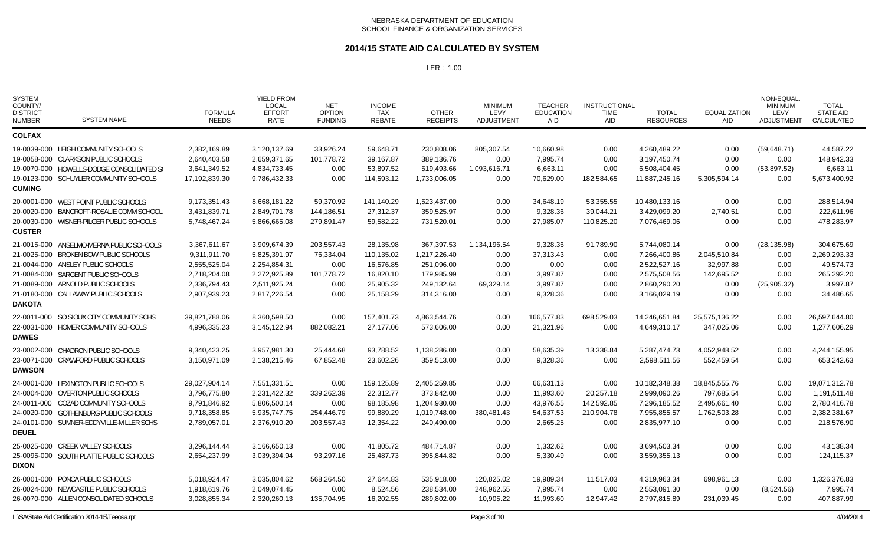NEBRASKA DEPARTMENT OF EDUCATION
SCHOOL FINANCE & ORGANIZATION SERVICES

# 2014/15 STATE AID CALCULATED BY SYSTEM

LER : 1.00

| SYSTEM COUNTY/ DISTRICT NUMBER | SYSTEM NAME | FORMULA NEEDS | YIELD FROM LOCAL EFFORT RATE | NET OPTION FUNDING | INCOME TAX REBATE | OTHER RECEIPTS | MINIMUM LEVY ADJUSTMENT | TEACHER EDUCATION AID | INSTRUCTIONAL TIME AID | TOTAL RESOURCES | EQUALIZATION AID | NON-EQUAL. MINIMUM LEVY ADJUSTMENT | TOTAL STATE AID CALCULATED |
|---|---|---|---|---|---|---|---|---|---|---|---|---|---|
| **COLFAX** | | | | | | | | | | | | | |
| 19-0039-000 | LEIGH COMMUNITY SCHOOLS | 2,382,169.89 | 3,120,137.69 | 33,926.24 | 59,648.71 | 230,808.06 | 805,307.54 | 10,660.98 | 0.00 | 4,260,489.22 | 0.00 | (59,648.71) | 44,587.22 |
| 19-0058-000 | CLARKSON PUBLIC SCHOOLS | 2,640,403.58 | 2,659,371.65 | 101,778.72 | 39,167.87 | 389,136.76 | 0.00 | 7,995.74 | 0.00 | 3,197,450.74 | 0.00 | 0.00 | 148,942.33 |
| 19-0070-000 | HOWELLS-DODGE CONSOLIDATED S( | 3,641,349.52 | 4,834,733.45 | 0.00 | 53,897.52 | 519,493.66 | 1,093,616.71 | 6,663.11 | 0.00 | 6,508,404.45 | 0.00 | (53,897.52) | 6,663.11 |
| 19-0123-000 | SCHUYLER COMMUNITY SCHOOLS | 17,192,839.30 | 9,786,432.33 | 0.00 | 114,593.12 | 1,733,006.05 | 0.00 | 70,629.00 | 182,584.65 | 11,887,245.16 | 5,305,594.14 | 0.00 | 5,673,400.92 |
| **CUMING** | | | | | | | | | | | | | |
| 20-0001-000 | WEST POINT PUBLIC SCHOOLS | 9,173,351.43 | 8,668,181.22 | 59,370.92 | 141,140.29 | 1,523,437.00 | 0.00 | 34,648.19 | 53,355.55 | 10,480,133.16 | 0.00 | 0.00 | 288,514.94 |
| 20-0020-000 | BANCROFT-ROSALIE COMM SCHOOL! | 3,431,839.71 | 2,849,701.78 | 144,186.51 | 27,312.37 | 359,525.97 | 0.00 | 9,328.36 | 39,044.21 | 3,429,099.20 | 2,740.51 | 0.00 | 222,611.96 |
| 20-0030-000 | WISNER-PILGER PUBLIC SCHOOLS | 5,748,467.24 | 5,866,665.08 | 279,891.47 | 59,582.22 | 731,520.01 | 0.00 | 27,985.07 | 110,825.20 | 7,076,469.06 | 0.00 | 0.00 | 478,283.97 |
| **CUSTER** | | | | | | | | | | | | | |
| 21-0015-000 | ANSELMO-MERNA PUBLIC SCHOOLS | 3,367,611.67 | 3,909,674.39 | 203,557.43 | 28,135.98 | 367,397.53 | 1,134,196.54 | 9,328.36 | 91,789.90 | 5,744,080.14 | 0.00 | (28,135.98) | 304,675.69 |
| 21-0025-000 | BROKEN BOW PUBLIC SCHOOLS | 9,311,911.70 | 5,825,391.97 | 76,334.04 | 110,135.02 | 1,217,226.40 | 0.00 | 37,313.43 | 0.00 | 7,266,400.86 | 2,045,510.84 | 0.00 | 2,269,293.33 |
| 21-0044-000 | ANSLEY PUBLIC SCHOOLS | 2,555,525.04 | 2,254,854.31 | 0.00 | 16,576.85 | 251,096.00 | 0.00 | 0.00 | 0.00 | 2,522,527.16 | 32,997.88 | 0.00 | 49,574.73 |
| 21-0084-000 | SARGENT PUBLIC SCHOOLS | 2,718,204.08 | 2,272,925.89 | 101,778.72 | 16,820.10 | 179,985.99 | 0.00 | 3,997.87 | 0.00 | 2,575,508.56 | 142,695.52 | 0.00 | 265,292.20 |
| 21-0089-000 | ARNOLD PUBLIC SCHOOLS | 2,336,794.43 | 2,511,925.24 | 0.00 | 25,905.32 | 249,132.64 | 69,329.14 | 3,997.87 | 0.00 | 2,860,290.20 | 0.00 | (25,905.32) | 3,997.87 |
| 21-0180-000 | CALLAWAY PUBLIC SCHOOLS | 2,907,939.23 | 2,817,226.54 | 0.00 | 25,158.29 | 314,316.00 | 0.00 | 9,328.36 | 0.00 | 3,166,029.19 | 0.00 | 0.00 | 34,486.65 |
| **DAKOTA** | | | | | | | | | | | | | |
| 22-0011-000 | SO SIOUX CITY COMMUNITY SCHS | 39,821,788.06 | 8,360,598.50 | 0.00 | 157,401.73 | 4,863,544.76 | 0.00 | 166,577.83 | 698,529.03 | 14,246,651.84 | 25,575,136.22 | 0.00 | 26,597,644.80 |
| 22-0031-000 | HOMER COMMUNITY SCHOOLS | 4,996,335.23 | 3,145,122.94 | 882,082.21 | 27,177.06 | 573,606.00 | 0.00 | 21,321.96 | 0.00 | 4,649,310.17 | 347,025.06 | 0.00 | 1,277,606.29 |
| **DAWES** | | | | | | | | | | | | | |
| 23-0002-000 | CHADRON PUBLIC SCHOOLS | 9,340,423.25 | 3,957,981.30 | 25,444.68 | 93,788.52 | 1,138,286.00 | 0.00 | 58,635.39 | 13,338.84 | 5,287,474.73 | 4,052,948.52 | 0.00 | 4,244,155.95 |
| 23-0071-000 | CRAWFORD PUBLIC SCHOOLS | 3,150,971.09 | 2,138,215.46 | 67,852.48 | 23,602.26 | 359,513.00 | 0.00 | 9,328.36 | 0.00 | 2,598,511.56 | 552,459.54 | 0.00 | 653,242.63 |
| **DAWSON** | | | | | | | | | | | | | |
| 24-0001-000 | LEXINGTON PUBLIC SCHOOLS | 29,027,904.14 | 7,551,331.51 | 0.00 | 159,125.89 | 2,405,259.85 | 0.00 | 66,631.13 | 0.00 | 10,182,348.38 | 18,845,555.76 | 0.00 | 19,071,312.78 |
| 24-0004-000 | OVERTON PUBLIC SCHOOLS | 3,796,775.80 | 2,231,422.32 | 339,262.39 | 22,312.77 | 373,842.00 | 0.00 | 11,993.60 | 20,257.18 | 2,999,090.26 | 797,685.54 | 0.00 | 1,191,511.48 |
| 24-0011-000 | COZAD COMMUNITY SCHOOLS | 9,791,846.92 | 5,806,500.14 | 0.00 | 98,185.98 | 1,204,930.00 | 0.00 | 43,976.55 | 142,592.85 | 7,296,185.52 | 2,495,661.40 | 0.00 | 2,780,416.78 |
| 24-0020-000 | GOTHENBURG PUBLIC SCHOOLS | 9,718,358.85 | 5,935,747.75 | 254,446.79 | 99,889.29 | 1,019,748.00 | 380,481.43 | 54,637.53 | 210,904.78 | 7,955,855.57 | 1,762,503.28 | 0.00 | 2,382,381.67 |
| 24-0101-000 | SUMNER-EDDYVILLE-MILLER SCHS | 2,789,057.01 | 2,376,910.20 | 203,557.43 | 12,354.22 | 240,490.00 | 0.00 | 2,665.25 | 0.00 | 2,835,977.10 | 0.00 | 0.00 | 218,576.90 |
| **DEUEL** | | | | | | | | | | | | | |
| 25-0025-000 | CREEK VALLEY SCHOOLS | 3,296,144.44 | 3,166,650.13 | 0.00 | 41,805.72 | 484,714.87 | 0.00 | 1,332.62 | 0.00 | 3,694,503.34 | 0.00 | 0.00 | 43,138.34 |
| 25-0095-000 | SOUTH PLATTE PUBLIC SCHOOLS | 2,654,237.99 | 3,039,394.94 | 93,297.16 | 25,487.73 | 395,844.82 | 0.00 | 5,330.49 | 0.00 | 3,559,355.13 | 0.00 | 0.00 | 124,115.37 |
| **DIXON** | | | | | | | | | | | | | |
| 26-0001-000 | PONCA PUBLIC SCHOOLS | 5,018,924.47 | 3,035,804.62 | 568,264.50 | 27,644.83 | 535,918.00 | 120,825.02 | 19,989.34 | 11,517.03 | 4,319,963.34 | 698,961.13 | 0.00 | 1,326,376.83 |
| 26-0024-000 | NEWCASTLE PUBLIC SCHOOLS | 1,918,619.76 | 2,049,074.45 | 0.00 | 8,524.56 | 238,534.00 | 248,962.55 | 7,995.74 | 0.00 | 2,553,091.30 | 0.00 | (8,524.56) | 7,995.74 |
| 26-0070-000 | ALLEN CONSOLIDATED SCHOOLS | 3,028,855.34 | 2,320,260.13 | 135,704.95 | 16,202.55 | 289,802.00 | 10,905.22 | 11,993.60 | 12,947.42 | 2,797,815.89 | 231,039.45 | 0.00 | 407,887.99 |

L:\SA\State Aid Certification 2014-15\Teeosa.rpt    4/04/2014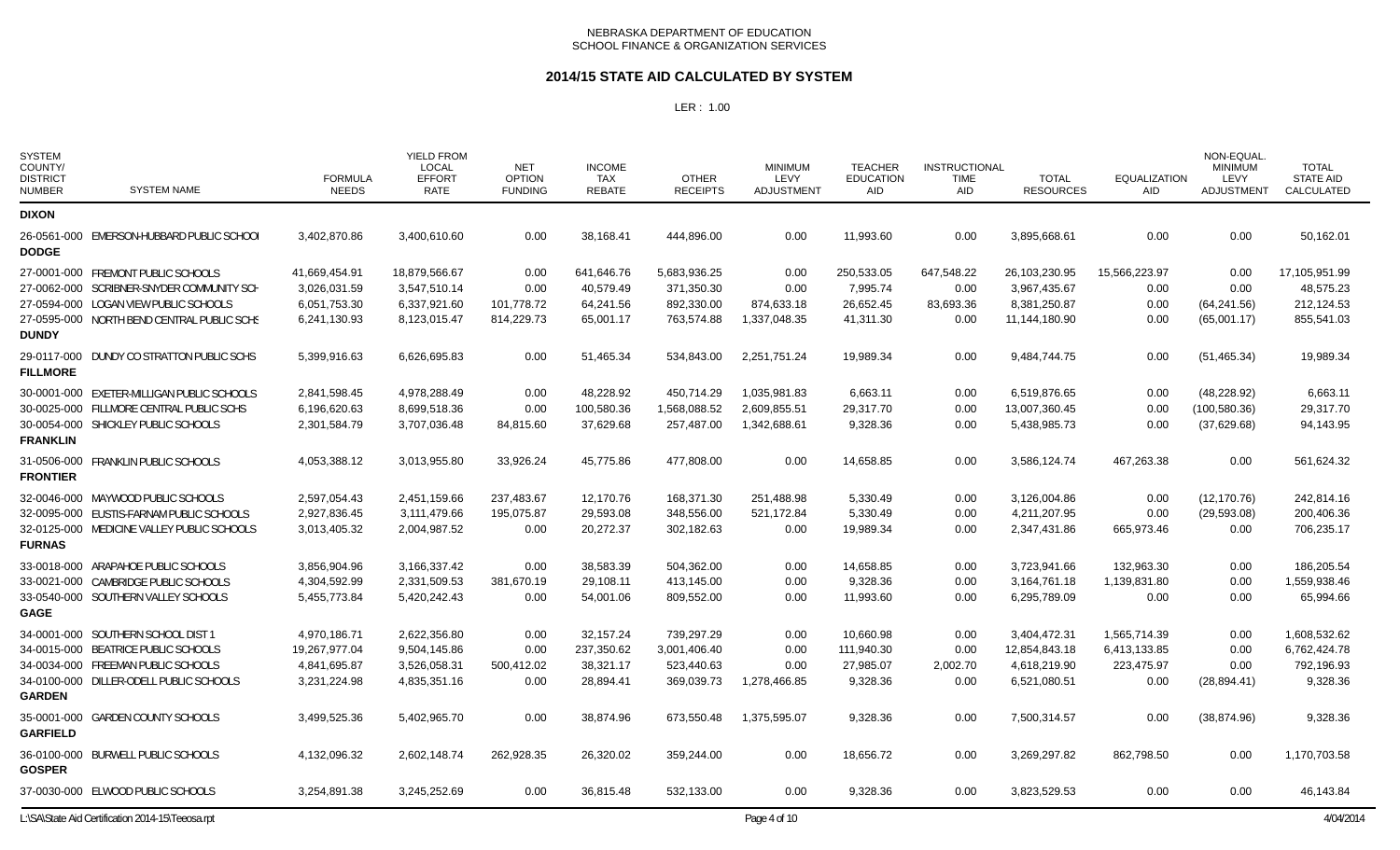NEBRASKA DEPARTMENT OF EDUCATION
SCHOOL FINANCE & ORGANIZATION SERVICES

## 2014/15 STATE AID CALCULATED BY SYSTEM

LER : 1.00

| SYSTEM COUNTY/ DISTRICT NUMBER | SYSTEM NAME | FORMULA NEEDS | YIELD FROM LOCAL EFFORT RATE | NET OPTION FUNDING | INCOME TAX REBATE | OTHER RECEIPTS | MINIMUM LEVY ADJUSTMENT | TEACHER EDUCATION AID | INSTRUCTIONAL TIME AID | TOTAL RESOURCES | EQUALIZATION AID | NON-EQUAL. MINIMUM LEVY ADJUSTMENT | TOTAL STATE AID CALCULATED |
|---|---|---|---|---|---|---|---|---|---|---|---|---|---|
| **DIXON** | | | | | | | | | | | | | |
| 26-0561-000 | EMERSON-HUBBARD PUBLIC SCHOOI | 3,402,870.86 | 3,400,610.60 | 0.00 | 38,168.41 | 444,896.00 | 0.00 | 11,993.60 | 0.00 | 3,895,668.61 | 0.00 | 0.00 | 50,162.01 |
| **DODGE** | | | | | | | | | | | | | |
| 27-0001-000 | FREMONT PUBLIC SCHOOLS | 41,669,454.91 | 18,879,566.67 | 0.00 | 641,646.76 | 5,683,936.25 | 0.00 | 250,533.05 | 647,548.22 | 26,103,230.95 | 15,566,223.97 | 0.00 | 17,105,951.99 |
| 27-0062-000 | SCRIBNER-SNYDER COMMUNITY SCH | 3,026,031.59 | 3,547,510.14 | 0.00 | 40,579.49 | 371,350.30 | 0.00 | 7,995.74 | 0.00 | 3,967,435.67 | 0.00 | 0.00 | 48,575.23 |
| 27-0594-000 | LOGAN VIEW PUBLIC SCHOOLS | 6,051,753.30 | 6,337,921.60 | 101,778.72 | 64,241.56 | 892,330.00 | 874,633.18 | 26,652.45 | 83,693.36 | 8,381,250.87 | 0.00 | (64,241.56) | 212,124.53 |
| 27-0595-000 | NORTH BEND CENTRAL PUBLIC SCHS | 6,241,130.93 | 8,123,015.47 | 814,229.73 | 65,001.17 | 763,574.88 | 1,337,048.35 | 41,311.30 | 0.00 | 11,144,180.90 | 0.00 | (65,001.17) | 855,541.03 |
| **DUNDY** | | | | | | | | | | | | | |
| 29-0117-000 | DUNDY CO STRATTON PUBLIC SCHS | 5,399,916.63 | 6,626,695.83 | 0.00 | 51,465.34 | 534,843.00 | 2,251,751.24 | 19,989.34 | 0.00 | 9,484,744.75 | 0.00 | (51,465.34) | 19,989.34 |
| **FILLMORE** | | | | | | | | | | | | | |
| 30-0001-000 | EXETER-MILLIGAN PUBLIC SCHOOLS | 2,841,598.45 | 4,978,288.49 | 0.00 | 48,228.92 | 450,714.29 | 1,035,981.83 | 6,663.11 | 0.00 | 6,519,876.65 | 0.00 | (48,228.92) | 6,663.11 |
| 30-0025-000 | FILLMORE CENTRAL PUBLIC SCHS | 6,196,620.63 | 8,699,518.36 | 0.00 | 100,580.36 | 1,568,088.52 | 2,609,855.51 | 29,317.70 | 0.00 | 13,007,360.45 | 0.00 | (100,580.36) | 29,317.70 |
| 30-0054-000 | SHICKLEY PUBLIC SCHOOLS | 2,301,584.79 | 3,707,036.48 | 84,815.60 | 37,629.68 | 257,487.00 | 1,342,688.61 | 9,328.36 | 0.00 | 5,438,985.73 | 0.00 | (37,629.68) | 94,143.95 |
| **FRANKLIN** | | | | | | | | | | | | | |
| 31-0506-000 | FRANKLIN PUBLIC SCHOOLS | 4,053,388.12 | 3,013,955.80 | 33,926.24 | 45,775.86 | 477,808.00 | 0.00 | 14,658.85 | 0.00 | 3,586,124.74 | 467,263.38 | 0.00 | 561,624.32 |
| **FRONTIER** | | | | | | | | | | | | | |
| 32-0046-000 | MAYWOOD PUBLIC SCHOOLS | 2,597,054.43 | 2,451,159.66 | 237,483.67 | 12,170.76 | 168,371.30 | 251,488.98 | 5,330.49 | 0.00 | 3,126,004.86 | 0.00 | (12,170.76) | 242,814.16 |
| 32-0095-000 | EUSTIS-FARNAM PUBLIC SCHOOLS | 2,927,836.45 | 3,111,479.66 | 195,075.87 | 29,593.08 | 348,556.00 | 521,172.84 | 5,330.49 | 0.00 | 4,211,207.95 | 0.00 | (29,593.08) | 200,406.36 |
| 32-0125-000 | MEDICINE VALLEY PUBLIC SCHOOLS | 3,013,405.32 | 2,004,987.52 | 0.00 | 20,272.37 | 302,182.63 | 0.00 | 19,989.34 | 0.00 | 2,347,431.86 | 665,973.46 | 0.00 | 706,235.17 |
| **FURNAS** | | | | | | | | | | | | | |
| 33-0018-000 | ARAPAHOE PUBLIC SCHOOLS | 3,856,904.96 | 3,166,337.42 | 0.00 | 38,583.39 | 504,362.00 | 0.00 | 14,658.85 | 0.00 | 3,723,941.66 | 132,963.30 | 0.00 | 186,205.54 |
| 33-0021-000 | CAMBRIDGE PUBLIC SCHOOLS | 4,304,592.99 | 2,331,509.53 | 381,670.19 | 29,108.11 | 413,145.00 | 0.00 | 9,328.36 | 0.00 | 3,164,761.18 | 1,139,831.80 | 0.00 | 1,559,938.46 |
| 33-0540-000 | SOUTHERN VALLEY SCHOOLS | 5,455,773.84 | 5,420,242.43 | 0.00 | 54,001.06 | 809,552.00 | 0.00 | 11,993.60 | 0.00 | 6,295,789.09 | 0.00 | 0.00 | 65,994.66 |
| **GAGE** | | | | | | | | | | | | | |
| 34-0001-000 | SOUTHERN SCHOOL DIST 1 | 4,970,186.71 | 2,622,356.80 | 0.00 | 32,157.24 | 739,297.29 | 0.00 | 10,660.98 | 0.00 | 3,404,472.31 | 1,565,714.39 | 0.00 | 1,608,532.62 |
| 34-0015-000 | BEATRICE PUBLIC SCHOOLS | 19,267,977.04 | 9,504,145.86 | 0.00 | 237,350.62 | 3,001,406.40 | 0.00 | 111,940.30 | 0.00 | 12,854,843.18 | 6,413,133.85 | 0.00 | 6,762,424.78 |
| 34-0034-000 | FREEMAN PUBLIC SCHOOLS | 4,841,695.87 | 3,526,058.31 | 500,412.02 | 38,321.17 | 523,440.63 | 0.00 | 27,985.07 | 2,002.70 | 4,618,219.90 | 223,475.97 | 0.00 | 792,196.93 |
| 34-0100-000 | DILLER-ODELL PUBLIC SCHOOLS | 3,231,224.98 | 4,835,351.16 | 0.00 | 28,894.41 | 369,039.73 | 1,278,466.85 | 9,328.36 | 0.00 | 6,521,080.51 | 0.00 | (28,894.41) | 9,328.36 |
| **GARDEN** | | | | | | | | | | | | | |
| 35-0001-000 | GARDEN COUNTY SCHOOLS | 3,499,525.36 | 5,402,965.70 | 0.00 | 38,874.96 | 673,550.48 | 1,375,595.07 | 9,328.36 | 0.00 | 7,500,314.57 | 0.00 | (38,874.96) | 9,328.36 |
| **GARFIELD** | | | | | | | | | | | | | |
| 36-0100-000 | BURWELL PUBLIC SCHOOLS | 4,132,096.32 | 2,602,148.74 | 262,928.35 | 26,320.02 | 359,244.00 | 0.00 | 18,656.72 | 0.00 | 3,269,297.82 | 862,798.50 | 0.00 | 1,170,703.58 |
| **GOSPER** | | | | | | | | | | | | | |
| 37-0030-000 | ELWOOD PUBLIC SCHOOLS | 3,254,891.38 | 3,245,252.69 | 0.00 | 36,815.48 | 532,133.00 | 0.00 | 9,328.36 | 0.00 | 3,823,529.53 | 0.00 | 0.00 | 46,143.84 |

L:\SA\State Aid Certification 2014-15\Teeosa.rpt 4/04/2014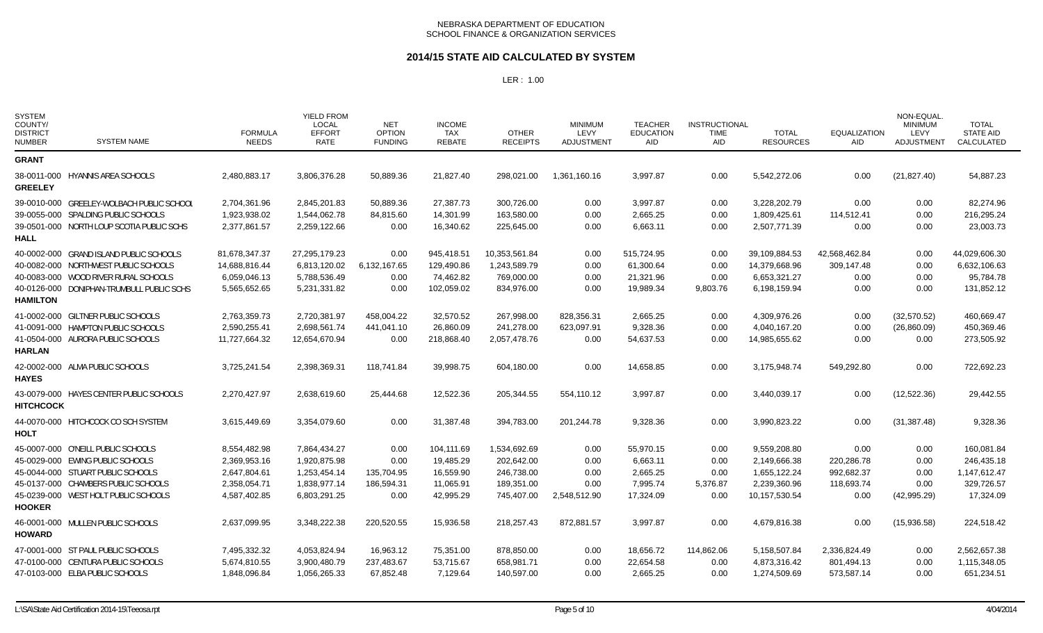NEBRASKA DEPARTMENT OF EDUCATION
SCHOOL FINANCE & ORGANIZATION SERVICES

## 2014/15 STATE AID CALCULATED BY SYSTEM

LER : 1.00

| SYSTEM COUNTY/ DISTRICT NUMBER | SYSTEM NAME | FORMULA NEEDS | YIELD FROM LOCAL EFFORT RATE | NET OPTION FUNDING | INCOME TAX REBATE | OTHER RECEIPTS | MINIMUM LEVY ADJUSTMENT | TEACHER EDUCATION AID | INSTRUCTIONAL TIME AID | TOTAL RESOURCES | EQUALIZATION AID | NON-EQUAL. MINIMUM LEVY ADJUSTMENT | TOTAL STATE AID CALCULATED |
|---|---|---|---|---|---|---|---|---|---|---|---|---|---|
| **GRANT** | | | | | | | | | | | | | |
| 38-0011-000 | HYANNIS AREA SCHOOLS | 2,480,883.17 | 3,806,376.28 | 50,889.36 | 21,827.40 | 298,021.00 | 1,361,160.16 | 3,997.87 | 0.00 | 5,542,272.06 | 0.00 | (21,827.40) | 54,887.23 |
| **GREELEY** | | | | | | | | | | | | | |
| 39-0010-000 | GREELEY-WOLBACH PUBLIC SCHOOL | 2,704,361.96 | 2,845,201.83 | 50,889.36 | 27,387.73 | 300,726.00 | 0.00 | 3,997.87 | 0.00 | 3,228,202.79 | 0.00 | 0.00 | 82,274.96 |
| 39-0055-000 | SPALDING PUBLIC SCHOOLS | 1,923,938.02 | 1,544,062.78 | 84,815.60 | 14,301.99 | 163,580.00 | 0.00 | 2,665.25 | 0.00 | 1,809,425.61 | 114,512.41 | 0.00 | 216,295.24 |
| 39-0501-000 | NORTH LOUP SCOTIA PUBLIC SCHS | 2,377,861.57 | 2,259,122.66 | 0.00 | 16,340.62 | 225,645.00 | 0.00 | 6,663.11 | 0.00 | 2,507,771.39 | 0.00 | 0.00 | 23,003.73 |
| **HALL** | | | | | | | | | | | | | |
| 40-0002-000 | GRAND ISLAND PUBLIC SCHOOLS | 81,678,347.37 | 27,295,179.23 | 0.00 | 945,418.51 | 10,353,561.84 | 0.00 | 515,724.95 | 0.00 | 39,109,884.53 | 42,568,462.84 | 0.00 | 44,029,606.30 |
| 40-0082-000 | NORTHWEST PUBLIC SCHOOLS | 14,688,816.44 | 6,813,120.02 | 6,132,167.65 | 129,490.86 | 1,243,589.79 | 0.00 | 61,300.64 | 0.00 | 14,379,668.96 | 309,147.48 | 0.00 | 6,632,106.63 |
| 40-0083-000 | WOOD RIVER RURAL SCHOOLS | 6,059,046.13 | 5,788,536.49 | 0.00 | 74,462.82 | 769,000.00 | 0.00 | 21,321.96 | 0.00 | 6,653,321.27 | 0.00 | 0.00 | 95,784.78 |
| 40-0126-000 | DONIPHAN-TRUMBULL PUBLIC SCHS | 5,565,652.65 | 5,231,331.82 | 0.00 | 102,059.02 | 834,976.00 | 0.00 | 19,989.34 | 9,803.76 | 6,198,159.94 | 0.00 | 0.00 | 131,852.12 |
| **HAMILTON** | | | | | | | | | | | | | |
| 41-0002-000 | GILTNER PUBLIC SCHOOLS | 2,763,359.73 | 2,720,381.97 | 458,004.22 | 32,570.52 | 267,998.00 | 828,356.31 | 2,665.25 | 0.00 | 4,309,976.26 | 0.00 | (32,570.52) | 460,669.47 |
| 41-0091-000 | HAMPTON PUBLIC SCHOOLS | 2,590,255.41 | 2,698,561.74 | 441,041.10 | 26,860.09 | 241,278.00 | 623,097.91 | 9,328.36 | 0.00 | 4,040,167.20 | 0.00 | (26,860.09) | 450,369.46 |
| 41-0504-000 | AURORA PUBLIC SCHOOLS | 11,727,664.32 | 12,654,670.94 | 0.00 | 218,868.40 | 2,057,478.76 | 0.00 | 54,637.53 | 0.00 | 14,985,655.62 | 0.00 | 0.00 | 273,505.92 |
| **HARLAN** | | | | | | | | | | | | | |
| 42-0002-000 | ALMA PUBLIC SCHOOLS | 3,725,241.54 | 2,398,369.31 | 118,741.84 | 39,998.75 | 604,180.00 | 0.00 | 14,658.85 | 0.00 | 3,175,948.74 | 549,292.80 | 0.00 | 722,692.23 |
| **HAYES** | | | | | | | | | | | | | |
| 43-0079-000 | HAYES CENTER PUBLIC SCHOOLS | 2,270,427.97 | 2,638,619.60 | 25,444.68 | 12,522.36 | 205,344.55 | 554,110.12 | 3,997.87 | 0.00 | 3,440,039.17 | 0.00 | (12,522.36) | 29,442.55 |
| **HITCHCOCK** | | | | | | | | | | | | | |
| 44-0070-000 | HITCHCOCK CO SCH SYSTEM | 3,615,449.69 | 3,354,079.60 | 0.00 | 31,387.48 | 394,783.00 | 201,244.78 | 9,328.36 | 0.00 | 3,990,823.22 | 0.00 | (31,387.48) | 9,328.36 |
| **HOLT** | | | | | | | | | | | | | |
| 45-0007-000 | O'NEILL PUBLIC SCHOOLS | 8,554,482.98 | 7,864,434.27 | 0.00 | 104,111.69 | 1,534,692.69 | 0.00 | 55,970.15 | 0.00 | 9,559,208.80 | 0.00 | 0.00 | 160,081.84 |
| 45-0029-000 | EWING PUBLIC SCHOOLS | 2,369,953.16 | 1,920,875.98 | 0.00 | 19,485.29 | 202,642.00 | 0.00 | 6,663.11 | 0.00 | 2,149,666.38 | 220,286.78 | 0.00 | 246,435.18 |
| 45-0044-000 | STUART PUBLIC SCHOOLS | 2,647,804.61 | 1,253,454.14 | 135,704.95 | 16,559.90 | 246,738.00 | 0.00 | 2,665.25 | 0.00 | 1,655,122.24 | 992,682.37 | 0.00 | 1,147,612.47 |
| 45-0137-000 | CHAMBERS PUBLIC SCHOOLS | 2,358,054.71 | 1,838,977.14 | 186,594.31 | 11,065.91 | 189,351.00 | 0.00 | 7,995.74 | 5,376.87 | 2,239,360.96 | 118,693.74 | 0.00 | 329,726.57 |
| 45-0239-000 | WEST HOLT PUBLIC SCHOOLS | 4,587,402.85 | 6,803,291.25 | 0.00 | 42,995.29 | 745,407.00 | 2,548,512.90 | 17,324.09 | 0.00 | 10,157,530.54 | 0.00 | (42,995.29) | 17,324.09 |
| **HOOKER** | | | | | | | | | | | | | |
| 46-0001-000 | MULLEN PUBLIC SCHOOLS | 2,637,099.95 | 3,348,222.38 | 220,520.55 | 15,936.58 | 218,257.43 | 872,881.57 | 3,997.87 | 0.00 | 4,679,816.38 | 0.00 | (15,936.58) | 224,518.42 |
| **HOWARD** | | | | | | | | | | | | | |
| 47-0001-000 | ST PAUL PUBLIC SCHOOLS | 7,495,332.32 | 4,053,824.94 | 16,963.12 | 75,351.00 | 878,850.00 | 0.00 | 18,656.72 | 114,862.06 | 5,158,507.84 | 2,336,824.49 | 0.00 | 2,562,657.38 |
| 47-0100-000 | CENTURA PUBLIC SCHOOLS | 5,674,810.55 | 3,900,480.79 | 237,483.67 | 53,715.67 | 658,981.71 | 0.00 | 22,654.58 | 0.00 | 4,873,316.42 | 801,494.13 | 0.00 | 1,115,348.05 |
| 47-0103-000 | ELBA PUBLIC SCHOOLS | 1,848,096.84 | 1,056,265.33 | 67,852.48 | 7,129.64 | 140,597.00 | 0.00 | 2,665.25 | 0.00 | 1,274,509.69 | 573,587.14 | 0.00 | 651,234.51 |

L:\SA\State Aid Certification 2014-15\Teeosa.rpt — 4/04/2014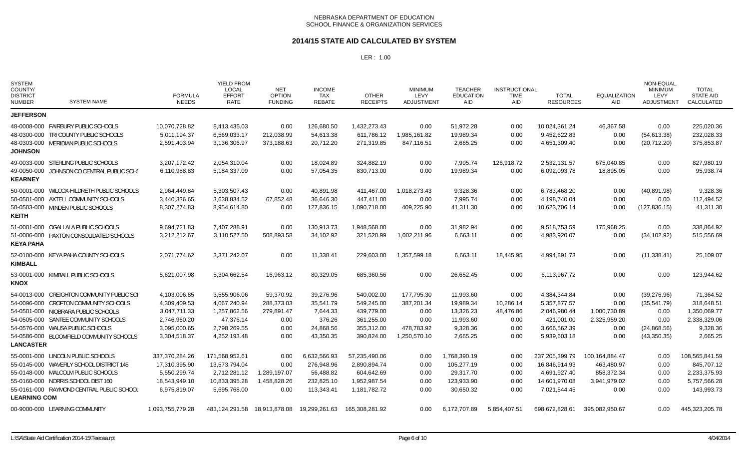NEBRASKA DEPARTMENT OF EDUCATION
SCHOOL FINANCE & ORGANIZATION SERVICES

# 2014/15 STATE AID CALCULATED BY SYSTEM

LER : 1.00

| SYSTEM COUNTY/ DISTRICT NUMBER | SYSTEM NAME | FORMULA NEEDS | YIELD FROM LOCAL EFFORT RATE | NET OPTION FUNDING | INCOME TAX REBATE | OTHER RECEIPTS | MINIMUM LEVY ADJUSTMENT | TEACHER EDUCATION AID | INSTRUCTIONAL TIME AID | TOTAL RESOURCES | EQUALIZATION AID | NON-EQUAL. MINIMUM LEVY ADJUSTMENT | TOTAL STATE AID CALCULATED |
|---|---|---|---|---|---|---|---|---|---|---|---|---|---|
| **JEFFERSON** | | | | | | | | | | | | | |
| 48-0008-000 | FAIRBURY PUBLIC SCHOOLS | 10,070,728.82 | 8,413,435.03 | 0.00 | 126,680.50 | 1,432,273.43 | 0.00 | 51,972.28 | 0.00 | 10,024,361.24 | 46,367.58 | 0.00 | 225,020.36 |
| 48-0300-000 | TRI COUNTY PUBLIC SCHOOLS | 5,011,194.37 | 6,569,033.17 | 212,038.99 | 54,613.38 | 611,786.12 | 1,985,161.82 | 19,989.34 | 0.00 | 9,452,622.83 | 0.00 | (54,613.38) | 232,028.33 |
| 48-0303-000 | MERIDIAN PUBLIC SCHOOLS | 2,591,403.94 | 3,136,306.97 | 373,188.63 | 20,712.20 | 271,319.85 | 847,116.51 | 2,665.25 | 0.00 | 4,651,309.40 | 0.00 | (20,712.20) | 375,853.87 |
| **JOHNSON** | | | | | | | | | | | | | |
| 49-0033-000 | STERLING PUBLIC SCHOOLS | 3,207,172.42 | 2,054,310.04 | 0.00 | 18,024.89 | 324,882.19 | 0.00 | 7,995.74 | 126,918.72 | 2,532,131.57 | 675,040.85 | 0.00 | 827,980.19 |
| 49-0050-000 | JOHNSON CO CENTRAL PUBLIC SCHS | 6,110,988.83 | 5,184,337.09 | 0.00 | 57,054.35 | 830,713.00 | 0.00 | 19,989.34 | 0.00 | 6,092,093.78 | 18,895.05 | 0.00 | 95,938.74 |
| **KEARNEY** | | | | | | | | | | | | | |
| 50-0001-000 | WILCOX-HILDRETH PUBLIC SCHOOLS | 2,964,449.84 | 5,303,507.43 | 0.00 | 40,891.98 | 411,467.00 | 1,018,273.43 | 9,328.36 | 0.00 | 6,783,468.20 | 0.00 | (40,891.98) | 9,328.36 |
| 50-0501-000 | AXTELL COMMUNITY SCHOOLS | 3,440,336.65 | 3,638,834.52 | 67,852.48 | 36,646.30 | 447,411.00 | 0.00 | 7,995.74 | 0.00 | 4,198,740.04 | 0.00 | 0.00 | 112,494.52 |
| 50-0503-000 | MINDEN PUBLIC SCHOOLS | 8,307,274.83 | 8,954,614.80 | 0.00 | 127,836.15 | 1,090,718.00 | 409,225.90 | 41,311.30 | 0.00 | 10,623,706.14 | 0.00 | (127,836.15) | 41,311.30 |
| **KEITH** | | | | | | | | | | | | | |
| 51-0001-000 | OGALLALA PUBLIC SCHOOLS | 9,694,721.83 | 7,407,288.91 | 0.00 | 130,913.73 | 1,948,568.00 | 0.00 | 31,982.94 | 0.00 | 9,518,753.59 | 175,968.25 | 0.00 | 338,864.92 |
| 51-0006-000 | PAXTON CONSOLIDATED SCHOOLS | 3,212,212.67 | 3,110,527.50 | 508,893.58 | 34,102.92 | 321,520.99 | 1,002,211.96 | 6,663.11 | 0.00 | 4,983,920.07 | 0.00 | (34,102.92) | 515,556.69 |
| **KEYA PAHA** | | | | | | | | | | | | | |
| 52-0100-000 | KEYA PAHA COUNTY SCHOOLS | 2,071,774.62 | 3,371,242.07 | 0.00 | 11,338.41 | 229,603.00 | 1,357,599.18 | 6,663.11 | 18,445.95 | 4,994,891.73 | 0.00 | (11,338.41) | 25,109.07 |
| **KIMBALL** | | | | | | | | | | | | | |
| 53-0001-000 | KIMBALL PUBLIC SCHOOLS | 5,621,007.98 | 5,304,662.54 | 16,963.12 | 80,329.05 | 685,360.56 | 0.00 | 26,652.45 | 0.00 | 6,113,967.72 | 0.00 | 0.00 | 123,944.62 |
| **KNOX** | | | | | | | | | | | | | |
| 54-0013-000 | CREIGHTON COMMUNITY PUBLIC SCH | 4,103,006.85 | 3,555,906.06 | 59,370.92 | 39,276.96 | 540,002.00 | 177,795.30 | 11,993.60 | 0.00 | 4,384,344.84 | 0.00 | (39,276.96) | 71,364.52 |
| 54-0096-000 | CROFTON COMMUNITY SCHOOLS | 4,309,409.53 | 4,067,240.94 | 288,373.03 | 35,541.79 | 549,245.00 | 387,201.34 | 19,989.34 | 10,286.14 | 5,357,877.57 | 0.00 | (35,541.79) | 318,648.51 |
| 54-0501-000 | NIOBRARA PUBLIC SCHOOLS | 3,047,711.33 | 1,257,862.56 | 279,891.47 | 7,644.33 | 439,779.00 | 0.00 | 13,326.23 | 48,476.86 | 2,046,980.44 | 1,000,730.89 | 0.00 | 1,350,069.77 |
| 54-0505-000 | SANTEE COMMUNITY SCHOOLS | 2,746,960.20 | 47,376.14 | 0.00 | 376.26 | 361,255.00 | 0.00 | 11,993.60 | 0.00 | 421,001.00 | 2,325,959.20 | 0.00 | 2,338,329.06 |
| 54-0576-000 | WAUSA PUBLIC SCHOOLS | 3,095,000.65 | 2,798,269.55 | 0.00 | 24,868.56 | 355,312.00 | 478,783.92 | 9,328.36 | 0.00 | 3,666,562.39 | 0.00 | (24,868.56) | 9,328.36 |
| 54-0586-000 | BLOOMFIELD COMMUNITY SCHOOLS | 3,304,518.37 | 4,252,193.48 | 0.00 | 43,350.35 | 390,824.00 | 1,250,570.10 | 2,665.25 | 0.00 | 5,939,603.18 | 0.00 | (43,350.35) | 2,665.25 |
| **LANCASTER** | | | | | | | | | | | | | |
| 55-0001-000 | LINCOLN PUBLIC SCHOOLS | 337,370,284.26 | 171,568,952.61 | 0.00 | 6,632,566.93 | 57,235,490.06 | 0.00 | 1,768,390.19 | 0.00 | 237,205,399.79 | 100,164,884.47 | 0.00 | 108,565,841.59 |
| 55-0145-000 | WAVERLY SCHOOL DISTRICT 145 | 17,310,395.90 | 13,573,794.04 | 0.00 | 276,948.96 | 2,890,894.74 | 0.00 | 105,277.19 | 0.00 | 16,846,914.93 | 463,480.97 | 0.00 | 845,707.12 |
| 55-0148-000 | MALCOLM PUBLIC SCHOOLS | 5,550,299.74 | 2,712,281.12 | 1,289,197.07 | 56,488.82 | 604,642.69 | 0.00 | 29,317.70 | 0.00 | 4,691,927.40 | 858,372.34 | 0.00 | 2,233,375.93 |
| 55-0160-000 | NORRIS SCHOOL DIST 160 | 18,543,949.10 | 10,833,395.28 | 1,458,828.26 | 232,825.10 | 1,952,987.54 | 0.00 | 123,933.90 | 0.00 | 14,601,970.08 | 3,941,979.02 | 0.00 | 5,757,566.28 |
| 55-0161-000 | RAYMOND CENTRAL PUBLIC SCHOOL | 6,975,819.07 | 5,695,768.00 | 0.00 | 113,343.41 | 1,181,782.72 | 0.00 | 30,650.32 | 0.00 | 7,021,544.45 | 0.00 | 0.00 | 143,993.73 |
| **LEARNING COM** | | | | | | | | | | | | | |
| 00-9000-000 | LEARNING COMMUNITY | 1,093,755,779.28 | 483,124,291.58 | 18,913,878.08 | 19,299,261.63 | 165,308,281.92 | 0.00 | 6,172,707.89 | 5,854,407.51 | 698,672,828.61 | 395,082,950.67 | 0.00 | 445,323,205.78 |

L:\SA\State Aid Certification 2014-15\Teeosa.rpt    4/04/2014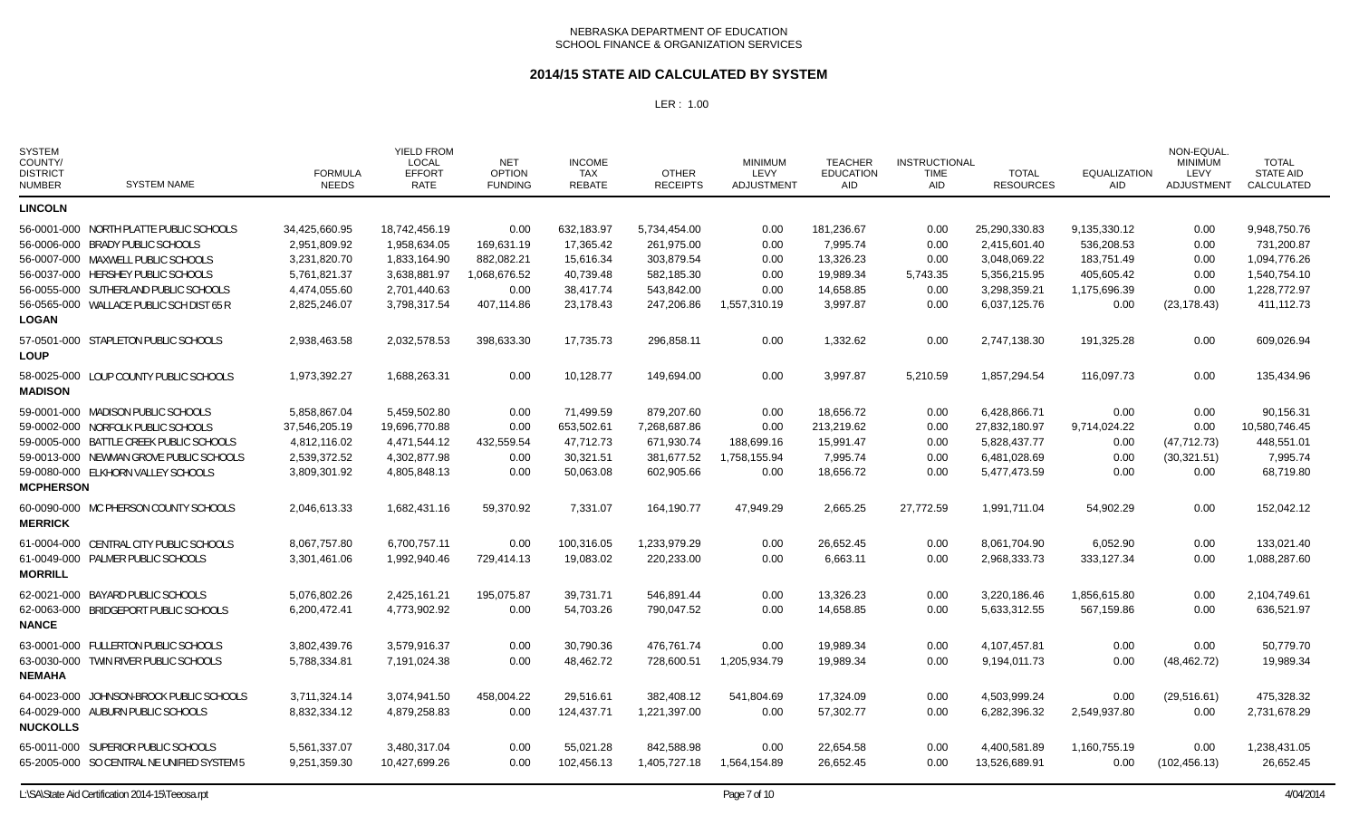NEBRASKA DEPARTMENT OF EDUCATION
SCHOOL FINANCE & ORGANIZATION SERVICES

# 2014/15 STATE AID CALCULATED BY SYSTEM

LER : 1.00

| SYSTEM COUNTY/ DISTRICT NUMBER | SYSTEM NAME | FORMULA NEEDS | YIELD FROM LOCAL EFFORT RATE | NET OPTION FUNDING | INCOME TAX REBATE | OTHER RECEIPTS | MINIMUM LEVY ADJUSTMENT | TEACHER EDUCATION AID | INSTRUCTIONAL TIME AID | TOTAL RESOURCES | EQUALIZATION AID | NON-EQUAL. MINIMUM LEVY ADJUSTMENT | TOTAL STATE AID CALCULATED |
|---|---|---|---|---|---|---|---|---|---|---|---|---|---|
| **LINCOLN** | | | | | | | | | | | | | |
| 56-0001-000 | NORTH PLATTE PUBLIC SCHOOLS | 34,425,660.95 | 18,742,456.19 | 0.00 | 632,183.97 | 5,734,454.00 | 0.00 | 181,236.67 | 0.00 | 25,290,330.83 | 9,135,330.12 | 0.00 | 9,948,750.76 |
| 56-0006-000 | BRADY PUBLIC SCHOOLS | 2,951,809.92 | 1,958,634.05 | 169,631.19 | 17,365.42 | 261,975.00 | 0.00 | 7,995.74 | 0.00 | 2,415,601.40 | 536,208.53 | 0.00 | 731,200.87 |
| 56-0007-000 | MAXWELL PUBLIC SCHOOLS | 3,231,820.70 | 1,833,164.90 | 882,082.21 | 15,616.34 | 303,879.54 | 0.00 | 13,326.23 | 0.00 | 3,048,069.22 | 183,751.49 | 0.00 | 1,094,776.26 |
| 56-0037-000 | HERSHEY PUBLIC SCHOOLS | 5,761,821.37 | 3,638,881.97 | 1,068,676.52 | 40,739.48 | 582,185.30 | 0.00 | 19,989.34 | 5,743.35 | 5,356,215.95 | 405,605.42 | 0.00 | 1,540,754.10 |
| 56-0055-000 | SUTHERLAND PUBLIC SCHOOLS | 4,474,055.60 | 2,701,440.63 | 0.00 | 38,417.74 | 543,842.00 | 0.00 | 14,658.85 | 0.00 | 3,298,359.21 | 1,175,696.39 | 0.00 | 1,228,772.97 |
| 56-0565-000 | WALLACE PUBLIC SCH DIST 65 R | 2,825,246.07 | 3,798,317.54 | 407,114.86 | 23,178.43 | 247,206.86 | 1,557,310.19 | 3,997.87 | 0.00 | 6,037,125.76 | 0.00 | (23,178.43) | 411,112.73 |
| **LOGAN** | | | | | | | | | | | | | |
| 57-0501-000 | STAPLETON PUBLIC SCHOOLS | 2,938,463.58 | 2,032,578.53 | 398,633.30 | 17,735.73 | 296,858.11 | 0.00 | 1,332.62 | 0.00 | 2,747,138.30 | 191,325.28 | 0.00 | 609,026.94 |
| **LOUP** | | | | | | | | | | | | | |
| 58-0025-000 | LOUP COUNTY PUBLIC SCHOOLS | 1,973,392.27 | 1,688,263.31 | 0.00 | 10,128.77 | 149,694.00 | 0.00 | 3,997.87 | 5,210.59 | 1,857,294.54 | 116,097.73 | 0.00 | 135,434.96 |
| **MADISON** | | | | | | | | | | | | | |
| 59-0001-000 | MADISON PUBLIC SCHOOLS | 5,858,867.04 | 5,459,502.80 | 0.00 | 71,499.59 | 879,207.60 | 0.00 | 18,656.72 | 0.00 | 6,428,866.71 | 0.00 | 0.00 | 90,156.31 |
| 59-0002-000 | NORFOLK PUBLIC SCHOOLS | 37,546,205.19 | 19,696,770.88 | 0.00 | 653,502.61 | 7,268,687.86 | 0.00 | 213,219.62 | 0.00 | 27,832,180.97 | 9,714,024.22 | 0.00 | 10,580,746.45 |
| 59-0005-000 | BATTLE CREEK PUBLIC SCHOOLS | 4,812,116.02 | 4,471,544.12 | 432,559.54 | 47,712.73 | 671,930.74 | 188,699.16 | 15,991.47 | 0.00 | 5,828,437.77 | 0.00 | (47,712.73) | 448,551.01 |
| 59-0013-000 | NEWMAN GROVE PUBLIC SCHOOLS | 2,539,372.52 | 4,302,877.98 | 0.00 | 30,321.51 | 381,677.52 | 1,758,155.94 | 7,995.74 | 0.00 | 6,481,028.69 | 0.00 | (30,321.51) | 7,995.74 |
| 59-0080-000 | ELKHORN VALLEY SCHOOLS | 3,809,301.92 | 4,805,848.13 | 0.00 | 50,063.08 | 602,905.66 | 0.00 | 18,656.72 | 0.00 | 5,477,473.59 | 0.00 | 0.00 | 68,719.80 |
| **MCPHERSON** | | | | | | | | | | | | | |
| 60-0090-000 | MC PHERSON COUNTY SCHOOLS | 2,046,613.33 | 1,682,431.16 | 59,370.92 | 7,331.07 | 164,190.77 | 47,949.29 | 2,665.25 | 27,772.59 | 1,991,711.04 | 54,902.29 | 0.00 | 152,042.12 |
| **MERRICK** | | | | | | | | | | | | | |
| 61-0004-000 | CENTRAL CITY PUBLIC SCHOOLS | 8,067,757.80 | 6,700,757.11 | 0.00 | 100,316.05 | 1,233,979.29 | 0.00 | 26,652.45 | 0.00 | 8,061,704.90 | 6,052.90 | 0.00 | 133,021.40 |
| 61-0049-000 | PALMER PUBLIC SCHOOLS | 3,301,461.06 | 1,992,940.46 | 729,414.13 | 19,083.02 | 220,233.00 | 0.00 | 6,663.11 | 0.00 | 2,968,333.73 | 333,127.34 | 0.00 | 1,088,287.60 |
| **MORRILL** | | | | | | | | | | | | | |
| 62-0021-000 | BAYARD PUBLIC SCHOOLS | 5,076,802.26 | 2,425,161.21 | 195,075.87 | 39,731.71 | 546,891.44 | 0.00 | 13,326.23 | 0.00 | 3,220,186.46 | 1,856,615.80 | 0.00 | 2,104,749.61 |
| 62-0063-000 | BRIDGEPORT PUBLIC SCHOOLS | 6,200,472.41 | 4,773,902.92 | 0.00 | 54,703.26 | 790,047.52 | 0.00 | 14,658.85 | 0.00 | 5,633,312.55 | 567,159.86 | 0.00 | 636,521.97 |
| **NANCE** | | | | | | | | | | | | | |
| 63-0001-000 | FULLERTON PUBLIC SCHOOLS | 3,802,439.76 | 3,579,916.37 | 0.00 | 30,790.36 | 476,761.74 | 0.00 | 19,989.34 | 0.00 | 4,107,457.81 | 0.00 | 0.00 | 50,779.70 |
| 63-0030-000 | TWIN RIVER PUBLIC SCHOOLS | 5,788,334.81 | 7,191,024.38 | 0.00 | 48,462.72 | 728,600.51 | 1,205,934.79 | 19,989.34 | 0.00 | 9,194,011.73 | 0.00 | (48,462.72) | 19,989.34 |
| **NEMAHA** | | | | | | | | | | | | | |
| 64-0023-000 | JOHNSON-BROCK PUBLIC SCHOOLS | 3,711,324.14 | 3,074,941.50 | 458,004.22 | 29,516.61 | 382,408.12 | 541,804.69 | 17,324.09 | 0.00 | 4,503,999.24 | 0.00 | (29,516.61) | 475,328.32 |
| 64-0029-000 | AUBURN PUBLIC SCHOOLS | 8,832,334.12 | 4,879,258.83 | 0.00 | 124,437.71 | 1,221,397.00 | 0.00 | 57,302.77 | 0.00 | 6,282,396.32 | 2,549,937.80 | 0.00 | 2,731,678.29 |
| **NUCKOLLS** | | | | | | | | | | | | | |
| 65-0011-000 | SUPERIOR PUBLIC SCHOOLS | 5,561,337.07 | 3,480,317.04 | 0.00 | 55,021.28 | 842,588.98 | 0.00 | 22,654.58 | 0.00 | 4,400,581.89 | 1,160,755.19 | 0.00 | 1,238,431.05 |
| 65-2005-000 | SO CENTRAL NE UNIFIED SYSTEM 5 | 9,251,359.30 | 10,427,699.26 | 0.00 | 102,456.13 | 1,405,727.18 | 1,564,154.89 | 26,652.45 | 0.00 | 13,526,689.91 | 0.00 | (102,456.13) | 26,652.45 |

L:\SA\State Aid Certification 2014-15\Teeosa.rpt 4/04/2014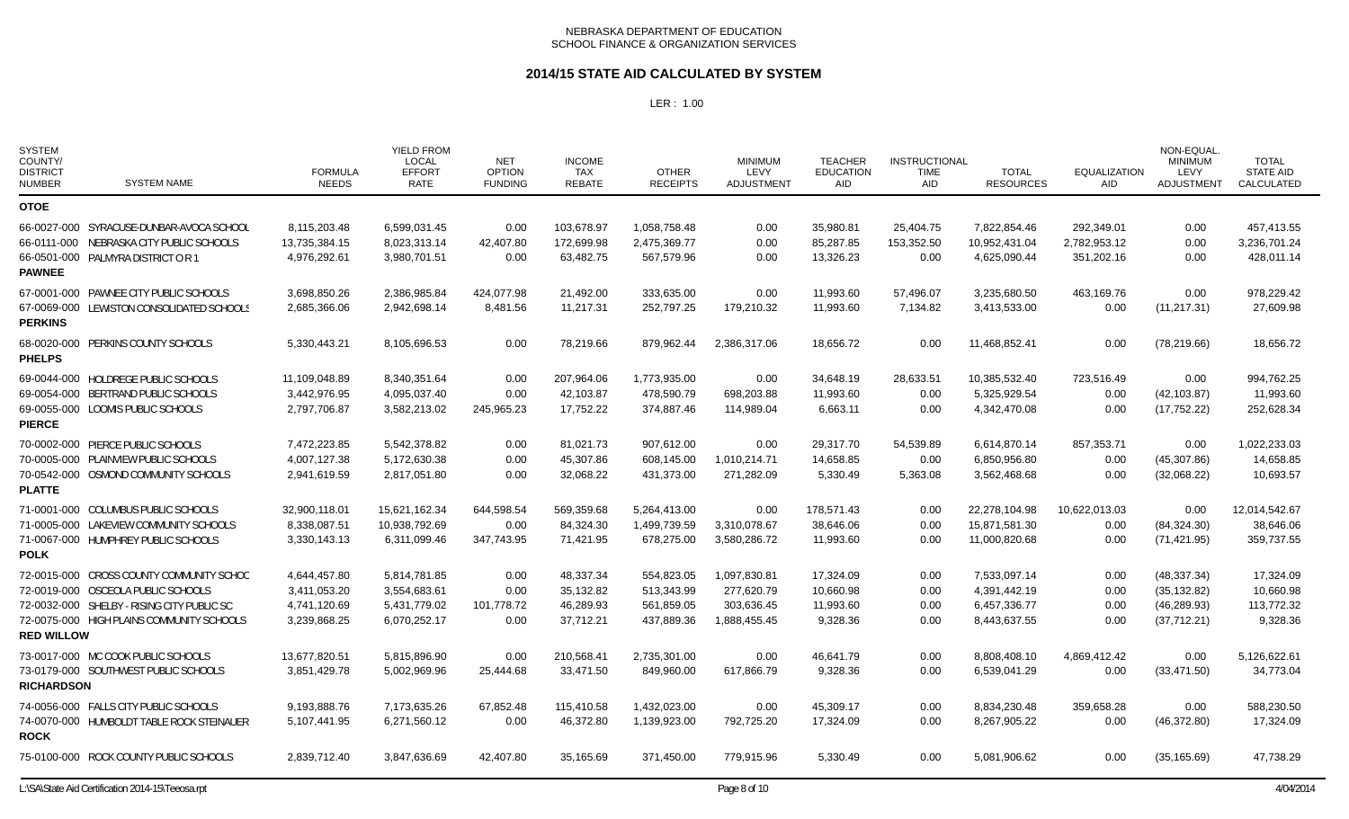NEBRASKA DEPARTMENT OF EDUCATION
SCHOOL FINANCE & ORGANIZATION SERVICES

# 2014/15 STATE AID CALCULATED BY SYSTEM

LER : 1.00

| SYSTEM COUNTY/ DISTRICT NUMBER | SYSTEM NAME | FORMULA NEEDS | YIELD FROM LOCAL EFFORT RATE | NET OPTION FUNDING | INCOME TAX REBATE | OTHER RECEIPTS | MINIMUM LEVY ADJUSTMENT | TEACHER EDUCATION AID | INSTRUCTIONAL TIME AID | TOTAL RESOURCES | EQUALIZATION AID | NON-EQUAL. MINIMUM LEVY ADJUSTMENT | TOTAL STATE AID CALCULATED |
|---|---|---|---|---|---|---|---|---|---|---|---|---|---|
| **OTOE** | | | | | | | | | | | | | |
| 66-0027-000 | SYRACUSE-DUNBAR-AVOCA SCHOOL | 8,115,203.48 | 6,599,031.45 | 0.00 | 103,678.97 | 1,058,758.48 | 0.00 | 35,980.81 | 25,404.75 | 7,822,854.46 | 292,349.01 | 0.00 | 457,413.55 |
| 66-0111-000 | NEBRASKA CITY PUBLIC SCHOOLS | 13,735,384.15 | 8,023,313.14 | 42,407.80 | 172,699.98 | 2,475,369.77 | 0.00 | 85,287.85 | 153,352.50 | 10,952,431.04 | 2,782,953.12 | 0.00 | 3,236,701.24 |
| 66-0501-000 | PALMYRA DISTRICT O R 1 | 4,976,292.61 | 3,980,701.51 | 0.00 | 63,482.75 | 567,579.96 | 0.00 | 13,326.23 | 0.00 | 4,625,090.44 | 351,202.16 | 0.00 | 428,011.14 |
| **PAWNEE** | | | | | | | | | | | | | |
| 67-0001-000 | PAWNEE CITY PUBLIC SCHOOLS | 3,698,850.26 | 2,386,985.84 | 424,077.98 | 21,492.00 | 333,635.00 | 0.00 | 11,993.60 | 57,496.07 | 3,235,680.50 | 463,169.76 | 0.00 | 978,229.42 |
| 67-0069-000 | LEWISTON CONSOLIDATED SCHOOLS | 2,685,366.06 | 2,942,698.14 | 8,481.56 | 11,217.31 | 252,797.25 | 179,210.32 | 11,993.60 | 7,134.82 | 3,413,533.00 | 0.00 | (11,217.31) | 27,609.98 |
| **PERKINS** | | | | | | | | | | | | | |
| 68-0020-000 | PERKINS COUNTY SCHOOLS | 5,330,443.21 | 8,105,696.53 | 0.00 | 78,219.66 | 879,962.44 | 2,386,317.06 | 18,656.72 | 0.00 | 11,468,852.41 | 0.00 | (78,219.66) | 18,656.72 |
| **PHELPS** | | | | | | | | | | | | | |
| 69-0044-000 | HOLDREGE PUBLIC SCHOOLS | 11,109,048.89 | 8,340,351.64 | 0.00 | 207,964.06 | 1,773,935.00 | 0.00 | 34,648.19 | 28,633.51 | 10,385,532.40 | 723,516.49 | 0.00 | 994,762.25 |
| 69-0054-000 | BERTRAND PUBLIC SCHOOLS | 3,442,976.95 | 4,095,037.40 | 0.00 | 42,103.87 | 478,590.79 | 698,203.88 | 11,993.60 | 0.00 | 5,325,929.54 | 0.00 | (42,103.87) | 11,993.60 |
| 69-0055-000 | LOOMIS PUBLIC SCHOOLS | 2,797,706.87 | 3,582,213.02 | 245,965.23 | 17,752.22 | 374,887.46 | 114,989.04 | 6,663.11 | 0.00 | 4,342,470.08 | 0.00 | (17,752.22) | 252,628.34 |
| **PIERCE** | | | | | | | | | | | | | |
| 70-0002-000 | PIERCE PUBLIC SCHOOLS | 7,472,223.85 | 5,542,378.82 | 0.00 | 81,021.73 | 907,612.00 | 0.00 | 29,317.70 | 54,539.89 | 6,614,870.14 | 857,353.71 | 0.00 | 1,022,233.03 |
| 70-0005-000 | PLAINVIEW PUBLIC SCHOOLS | 4,007,127.38 | 5,172,630.38 | 0.00 | 45,307.86 | 608,145.00 | 1,010,214.71 | 14,658.85 | 0.00 | 6,850,956.80 | 0.00 | (45,307.86) | 14,658.85 |
| 70-0542-000 | OSMOND COMMUNITY SCHOOLS | 2,941,619.59 | 2,817,051.80 | 0.00 | 32,068.22 | 431,373.00 | 271,282.09 | 5,330.49 | 5,363.08 | 3,562,468.68 | 0.00 | (32,068.22) | 10,693.57 |
| **PLATTE** | | | | | | | | | | | | | |
| 71-0001-000 | COLUMBUS PUBLIC SCHOOLS | 32,900,118.01 | 15,621,162.34 | 644,598.54 | 569,359.68 | 5,264,413.00 | 0.00 | 178,571.43 | 0.00 | 22,278,104.98 | 10,622,013.03 | 0.00 | 12,014,542.67 |
| 71-0005-000 | LAKEVIEW COMMUNITY SCHOOLS | 8,338,087.51 | 10,938,792.69 | 0.00 | 84,324.30 | 1,499,739.59 | 3,310,078.67 | 38,646.06 | 0.00 | 15,871,581.30 | 0.00 | (84,324.30) | 38,646.06 |
| 71-0067-000 | HUMPHREY PUBLIC SCHOOLS | 3,330,143.13 | 6,311,099.46 | 347,743.95 | 71,421.95 | 678,275.00 | 3,580,286.72 | 11,993.60 | 0.00 | 11,000,820.68 | 0.00 | (71,421.95) | 359,737.55 |
| **POLK** | | | | | | | | | | | | | |
| 72-0015-000 | CROSS COUNTY COMMUNITY SCHOOL | 4,644,457.80 | 5,814,781.85 | 0.00 | 48,337.34 | 554,823.05 | 1,097,830.81 | 17,324.09 | 0.00 | 7,533,097.14 | 0.00 | (48,337.34) | 17,324.09 |
| 72-0019-000 | OSCEOLA PUBLIC SCHOOLS | 3,411,053.20 | 3,554,683.61 | 0.00 | 35,132.82 | 513,343.99 | 277,620.79 | 10,660.98 | 0.00 | 4,391,442.19 | 0.00 | (35,132.82) | 10,660.98 |
| 72-0032-000 | SHELBY - RISING CITY PUBLIC SC | 4,741,120.69 | 5,431,779.02 | 101,778.72 | 46,289.93 | 561,859.05 | 303,636.45 | 11,993.60 | 0.00 | 6,457,336.77 | 0.00 | (46,289.93) | 113,772.32 |
| 72-0075-000 | HIGH PLAINS COMMUNITY SCHOOLS | 3,239,868.25 | 6,070,252.17 | 0.00 | 37,712.21 | 437,889.36 | 1,888,455.45 | 9,328.36 | 0.00 | 8,443,637.55 | 0.00 | (37,712.21) | 9,328.36 |
| **RED WILLOW** | | | | | | | | | | | | | |
| 73-0017-000 | MC COOK PUBLIC SCHOOLS | 13,677,820.51 | 5,815,896.90 | 0.00 | 210,568.41 | 2,735,301.00 | 0.00 | 46,641.79 | 0.00 | 8,808,408.10 | 4,869,412.42 | 0.00 | 5,126,622.61 |
| 73-0179-000 | SOUTHWEST PUBLIC SCHOOLS | 3,851,429.78 | 5,002,969.96 | 25,444.68 | 33,471.50 | 849,960.00 | 617,866.79 | 9,328.36 | 0.00 | 6,539,041.29 | 0.00 | (33,471.50) | 34,773.04 |
| **RICHARDSON** | | | | | | | | | | | | | |
| 74-0056-000 | FALLS CITY PUBLIC SCHOOLS | 9,193,888.76 | 7,173,635.26 | 67,852.48 | 115,410.58 | 1,432,023.00 | 0.00 | 45,309.17 | 0.00 | 8,834,230.48 | 359,658.28 | 0.00 | 588,230.50 |
| 74-0070-000 | HUMBOLDT TABLE ROCK STEINAUER | 5,107,441.95 | 6,271,560.12 | 0.00 | 46,372.80 | 1,139,923.00 | 792,725.20 | 17,324.09 | 0.00 | 8,267,905.22 | 0.00 | (46,372.80) | 17,324.09 |
| **ROCK** | | | | | | | | | | | | | |
| 75-0100-000 | ROCK COUNTY PUBLIC SCHOOLS | 2,839,712.40 | 3,847,636.69 | 42,407.80 | 35,165.69 | 371,450.00 | 779,915.96 | 5,330.49 | 0.00 | 5,081,906.62 | 0.00 | (35,165.69) | 47,738.29 |

L:\SA\State Aid Certification 2014-15\Teeosa.rpt 4/04/2014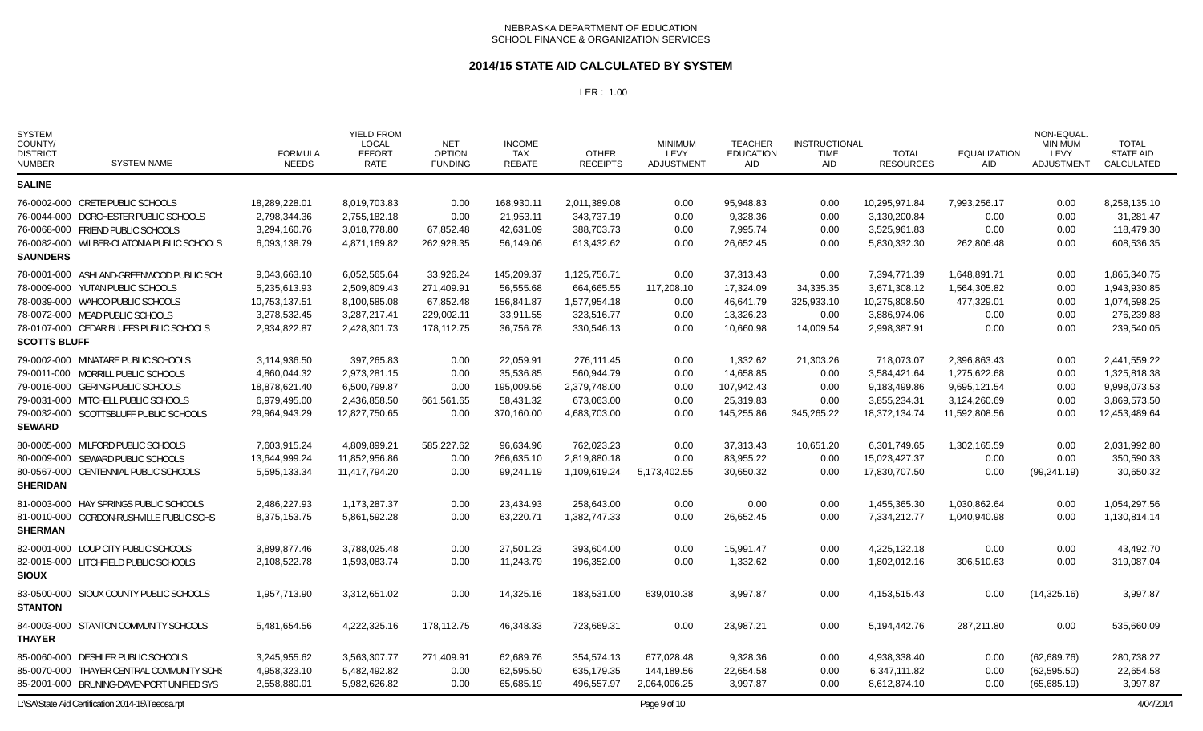NEBRASKA DEPARTMENT OF EDUCATION
SCHOOL FINANCE & ORGANIZATION SERVICES

## 2014/15 STATE AID CALCULATED BY SYSTEM

LER : 1.00

| SYSTEM COUNTY/ DISTRICT NUMBER | SYSTEM NAME | FORMULA NEEDS | YIELD FROM LOCAL EFFORT RATE | NET OPTION FUNDING | INCOME TAX REBATE | OTHER RECEIPTS | MINIMUM LEVY ADJUSTMENT | TEACHER EDUCATION AID | INSTRUCTIONAL TIME AID | TOTAL RESOURCES | EQUALIZATION AID | NON-EQUAL. MINIMUM LEVY ADJUSTMENT | TOTAL STATE AID CALCULATED |
|---|---|---|---|---|---|---|---|---|---|---|---|---|---|
| **SALINE** | | | | | | | | | | | | | |
| 76-0002-000 | CRETE PUBLIC SCHOOLS | 18,289,228.01 | 8,019,703.83 | 0.00 | 168,930.11 | 2,011,389.08 | 0.00 | 95,948.83 | 0.00 | 10,295,971.84 | 7,993,256.17 | 0.00 | 8,258,135.10 |
| 76-0044-000 | DORCHESTER PUBLIC SCHOOLS | 2,798,344.36 | 2,755,182.18 | 0.00 | 21,953.11 | 343,737.19 | 0.00 | 9,328.36 | 0.00 | 3,130,200.84 | 0.00 | 0.00 | 31,281.47 |
| 76-0068-000 | FRIEND PUBLIC SCHOOLS | 3,294,160.76 | 3,018,778.80 | 67,852.48 | 42,631.09 | 388,703.73 | 0.00 | 7,995.74 | 0.00 | 3,525,961.83 | 0.00 | 0.00 | 118,479.30 |
| 76-0082-000 | WILBER-CLATONIA PUBLIC SCHOOLS | 6,093,138.79 | 4,871,169.82 | 262,928.35 | 56,149.06 | 613,432.62 | 0.00 | 26,652.45 | 0.00 | 5,830,332.30 | 262,806.48 | 0.00 | 608,536.35 |
| **SAUNDERS** | | | | | | | | | | | | | |
| 78-0001-000 | ASHLAND-GREENWOOD PUBLIC SCH | 9,043,663.10 | 6,052,565.64 | 33,926.24 | 145,209.37 | 1,125,756.71 | 0.00 | 37,313.43 | 0.00 | 7,394,771.39 | 1,648,891.71 | 0.00 | 1,865,340.75 |
| 78-0009-000 | YUTAN PUBLIC SCHOOLS | 5,235,613.93 | 2,509,809.43 | 271,409.91 | 56,555.68 | 664,665.55 | 117,208.10 | 17,324.09 | 34,335.35 | 3,671,308.12 | 1,564,305.82 | 0.00 | 1,943,930.85 |
| 78-0039-000 | WAHOO PUBLIC SCHOOLS | 10,753,137.51 | 8,100,585.08 | 67,852.48 | 156,841.87 | 1,577,954.18 | 0.00 | 46,641.79 | 325,933.10 | 10,275,808.50 | 477,329.01 | 0.00 | 1,074,598.25 |
| 78-0072-000 | MEAD PUBLIC SCHOOLS | 3,278,532.45 | 3,287,217.41 | 229,002.11 | 33,911.55 | 323,516.77 | 0.00 | 13,326.23 | 0.00 | 3,886,974.06 | 0.00 | 0.00 | 276,239.88 |
| 78-0107-000 | CEDAR BLUFFS PUBLIC SCHOOLS | 2,934,822.87 | 2,428,301.73 | 178,112.75 | 36,756.78 | 330,546.13 | 0.00 | 10,660.98 | 14,009.54 | 2,998,387.91 | 0.00 | 0.00 | 239,540.05 |
| **SCOTTS BLUFF** | | | | | | | | | | | | | |
| 79-0002-000 | MINATARE PUBLIC SCHOOLS | 3,114,936.50 | 397,265.83 | 0.00 | 22,059.91 | 276,111.45 | 0.00 | 1,332.62 | 21,303.26 | 718,073.07 | 2,396,863.43 | 0.00 | 2,441,559.22 |
| 79-0011-000 | MORRILL PUBLIC SCHOOLS | 4,860,044.32 | 2,973,281.15 | 0.00 | 35,536.85 | 560,944.79 | 0.00 | 14,658.85 | 0.00 | 3,584,421.64 | 1,275,622.68 | 0.00 | 1,325,818.38 |
| 79-0016-000 | GERING PUBLIC SCHOOLS | 18,878,621.40 | 6,500,799.87 | 0.00 | 195,009.56 | 2,379,748.00 | 0.00 | 107,942.43 | 0.00 | 9,183,499.86 | 9,695,121.54 | 0.00 | 9,998,073.53 |
| 79-0031-000 | MITCHELL PUBLIC SCHOOLS | 6,979,495.00 | 2,436,858.50 | 661,561.65 | 58,431.32 | 673,063.00 | 0.00 | 25,319.83 | 0.00 | 3,855,234.31 | 3,124,260.69 | 0.00 | 3,869,573.50 |
| 79-0032-000 | SCOTTSBLUFF PUBLIC SCHOOLS | 29,964,943.29 | 12,827,750.65 | 0.00 | 370,160.00 | 4,683,703.00 | 0.00 | 145,255.86 | 345,265.22 | 18,372,134.74 | 11,592,808.56 | 0.00 | 12,453,489.64 |
| **SEWARD** | | | | | | | | | | | | | |
| 80-0005-000 | MILFORD PUBLIC SCHOOLS | 7,603,915.24 | 4,809,899.21 | 585,227.62 | 96,634.96 | 762,023.23 | 0.00 | 37,313.43 | 10,651.20 | 6,301,749.65 | 1,302,165.59 | 0.00 | 2,031,992.80 |
| 80-0009-000 | SEWARD PUBLIC SCHOOLS | 13,644,999.24 | 11,852,956.86 | 0.00 | 266,635.10 | 2,819,880.18 | 0.00 | 83,955.22 | 0.00 | 15,023,427.37 | 0.00 | 0.00 | 350,590.33 |
| 80-0567-000 | CENTENNIAL PUBLIC SCHOOLS | 5,595,133.34 | 11,417,794.20 | 0.00 | 99,241.19 | 1,109,619.24 | 5,173,402.55 | 30,650.32 | 0.00 | 17,830,707.50 | 0.00 | (99,241.19) | 30,650.32 |
| **SHERIDAN** | | | | | | | | | | | | | |
| 81-0003-000 | HAY SPRINGS PUBLIC SCHOOLS | 2,486,227.93 | 1,173,287.37 | 0.00 | 23,434.93 | 258,643.00 | 0.00 | 0.00 | 0.00 | 1,455,365.30 | 1,030,862.64 | 0.00 | 1,054,297.56 |
| 81-0010-000 | GORDON-RUSHVILLE PUBLIC SCHS | 8,375,153.75 | 5,861,592.28 | 0.00 | 63,220.71 | 1,382,747.33 | 0.00 | 26,652.45 | 0.00 | 7,334,212.77 | 1,040,940.98 | 0.00 | 1,130,814.14 |
| **SHERMAN** | | | | | | | | | | | | | |
| 82-0001-000 | LOUP CITY PUBLIC SCHOOLS | 3,899,877.46 | 3,788,025.48 | 0.00 | 27,501.23 | 393,604.00 | 0.00 | 15,991.47 | 0.00 | 4,225,122.18 | 0.00 | 0.00 | 43,492.70 |
| 82-0015-000 | LITCHFIELD PUBLIC SCHOOLS | 2,108,522.78 | 1,593,083.74 | 0.00 | 11,243.79 | 196,352.00 | 0.00 | 1,332.62 | 0.00 | 1,802,012.16 | 306,510.63 | 0.00 | 319,087.04 |
| **SIOUX** | | | | | | | | | | | | | |
| 83-0500-000 | SIOUX COUNTY PUBLIC SCHOOLS | 1,957,713.90 | 3,312,651.02 | 0.00 | 14,325.16 | 183,531.00 | 639,010.38 | 3,997.87 | 0.00 | 4,153,515.43 | 0.00 | (14,325.16) | 3,997.87 |
| **STANTON** | | | | | | | | | | | | | |
| 84-0003-000 | STANTON COMMUNITY SCHOOLS | 5,481,654.56 | 4,222,325.16 | 178,112.75 | 46,348.33 | 723,669.31 | 0.00 | 23,987.21 | 0.00 | 5,194,442.76 | 287,211.80 | 0.00 | 535,660.09 |
| **THAYER** | | | | | | | | | | | | | |
| 85-0060-000 | DESHLER PUBLIC SCHOOLS | 3,245,955.62 | 3,563,307.77 | 271,409.91 | 62,689.76 | 354,574.13 | 677,028.48 | 9,328.36 | 0.00 | 4,938,338.40 | 0.00 | (62,689.76) | 280,738.27 |
| 85-0070-000 | THAYER CENTRAL COMMUNITY SCHS | 4,958,323.10 | 5,482,492.82 | 0.00 | 62,595.50 | 635,179.35 | 144,189.56 | 22,654.58 | 0.00 | 6,347,111.82 | 0.00 | (62,595.50) | 22,654.58 |
| 85-2001-000 | BRUNING-DAVENPORT UNIFIED SYS | 2,558,880.01 | 5,982,626.82 | 0.00 | 65,685.19 | 496,557.97 | 2,064,006.25 | 3,997.87 | 0.00 | 8,612,874.10 | 0.00 | (65,685.19) | 3,997.87 |

L:\SA\State Aid Certification 2014-15\Teeosa.rpt — 4/04/2014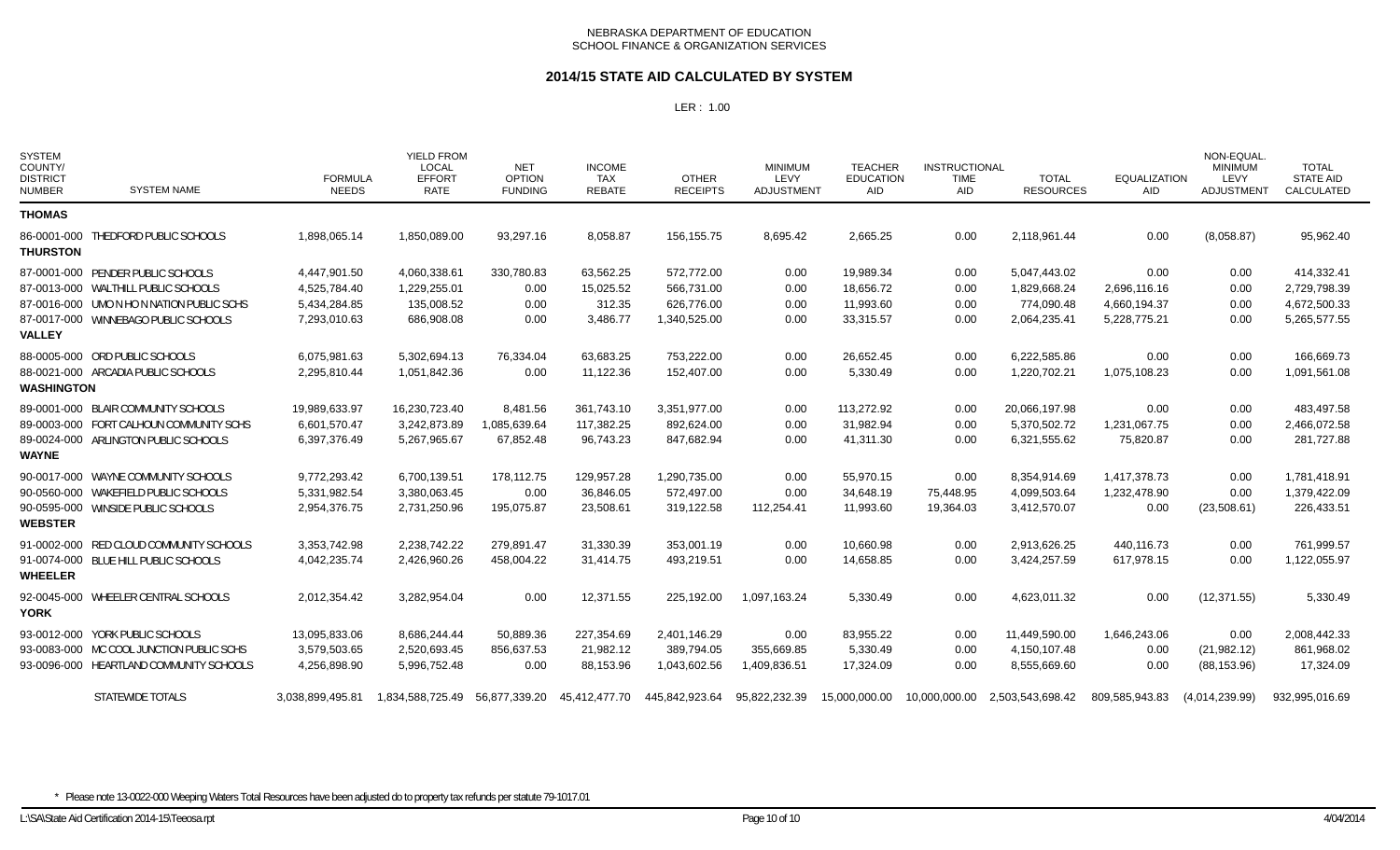NEBRASKA DEPARTMENT OF EDUCATION
SCHOOL FINANCE & ORGANIZATION SERVICES

## 2014/15 STATE AID CALCULATED BY SYSTEM

LER : 1.00

| SYSTEM COUNTY/ DISTRICT NUMBER | SYSTEM NAME | FORMULA NEEDS | YIELD FROM LOCAL EFFORT RATE | NET OPTION FUNDING | INCOME TAX REBATE | OTHER RECEIPTS | MINIMUM LEVY ADJUSTMENT | TEACHER EDUCATION AID | INSTRUCTIONAL TIME AID | TOTAL RESOURCES | EQUALIZATION AID | NON-EQUAL. MINIMUM LEVY ADJUSTMENT | TOTAL STATE AID CALCULATED |
|---|---|---|---|---|---|---|---|---|---|---|---|---|---|
| **THOMAS** | | | | | | | | | | | | | |
| 86-0001-000 | THEDFORD PUBLIC SCHOOLS | 1,898,065.14 | 1,850,089.00 | 93,297.16 | 8,058.87 | 156,155.75 | 8,695.42 | 2,665.25 | 0.00 | 2,118,961.44 | 0.00 | (8,058.87) | 95,962.40 |
| **THURSTON** | | | | | | | | | | | | | |
| 87-0001-000 | PENDER PUBLIC SCHOOLS | 4,447,901.50 | 4,060,338.61 | 330,780.83 | 63,562.25 | 572,772.00 | 0.00 | 19,989.34 | 0.00 | 5,047,443.02 | 0.00 | 0.00 | 414,332.41 |
| 87-0013-000 | WALTHILL PUBLIC SCHOOLS | 4,525,784.40 | 1,229,255.01 | 0.00 | 15,025.52 | 566,731.00 | 0.00 | 18,656.72 | 0.00 | 1,829,668.24 | 2,696,116.16 | 0.00 | 2,729,798.39 |
| 87-0016-000 | UMO N HO N NATION PUBLIC SCHS | 5,434,284.85 | 135,008.52 | 0.00 | 312.35 | 626,776.00 | 0.00 | 11,993.60 | 0.00 | 774,090.48 | 4,660,194.37 | 0.00 | 4,672,500.33 |
| 87-0017-000 | WINNEBAGO PUBLIC SCHOOLS | 7,293,010.63 | 686,908.08 | 0.00 | 3,486.77 | 1,340,525.00 | 0.00 | 33,315.57 | 0.00 | 2,064,235.41 | 5,228,775.21 | 0.00 | 5,265,577.55 |
| **VALLEY** | | | | | | | | | | | | | |
| 88-0005-000 | ORD PUBLIC SCHOOLS | 6,075,981.63 | 5,302,694.13 | 76,334.04 | 63,683.25 | 753,222.00 | 0.00 | 26,652.45 | 0.00 | 6,222,585.86 | 0.00 | 0.00 | 166,669.73 |
| 88-0021-000 | ARCADIA PUBLIC SCHOOLS | 2,295,810.44 | 1,051,842.36 | 0.00 | 11,122.36 | 152,407.00 | 0.00 | 5,330.49 | 0.00 | 1,220,702.21 | 1,075,108.23 | 0.00 | 1,091,561.08 |
| **WASHINGTON** | | | | | | | | | | | | | |
| 89-0001-000 | BLAIR COMMUNITY SCHOOLS | 19,989,633.97 | 16,230,723.40 | 8,481.56 | 361,743.10 | 3,351,977.00 | 0.00 | 113,272.92 | 0.00 | 20,066,197.98 | 0.00 | 0.00 | 483,497.58 |
| 89-0003-000 | FORT CALHOUN COMMUNITY SCHS | 6,601,570.47 | 3,242,873.89 | 1,085,639.64 | 117,382.25 | 892,624.00 | 0.00 | 31,982.94 | 0.00 | 5,370,502.72 | 1,231,067.75 | 0.00 | 2,466,072.58 |
| 89-0024-000 | ARLINGTON PUBLIC SCHOOLS | 6,397,376.49 | 5,267,965.67 | 67,852.48 | 96,743.23 | 847,682.94 | 0.00 | 41,311.30 | 0.00 | 6,321,555.62 | 75,820.87 | 0.00 | 281,727.88 |
| **WAYNE** | | | | | | | | | | | | | |
| 90-0017-000 | WAYNE COMMUNITY SCHOOLS | 9,772,293.42 | 6,700,139.51 | 178,112.75 | 129,957.28 | 1,290,735.00 | 0.00 | 55,970.15 | 0.00 | 8,354,914.69 | 1,417,378.73 | 0.00 | 1,781,418.91 |
| 90-0560-000 | WAKEFIELD PUBLIC SCHOOLS | 5,331,982.54 | 3,380,063.45 | 0.00 | 36,846.05 | 572,497.00 | 0.00 | 34,648.19 | 75,448.95 | 4,099,503.64 | 1,232,478.90 | 0.00 | 1,379,422.09 |
| 90-0595-000 | WINSIDE PUBLIC SCHOOLS | 2,954,376.75 | 2,731,250.96 | 195,075.87 | 23,508.61 | 319,122.58 | 112,254.41 | 11,993.60 | 19,364.03 | 3,412,570.07 | 0.00 | (23,508.61) | 226,433.51 |
| **WEBSTER** | | | | | | | | | | | | | |
| 91-0002-000 | RED CLOUD COMMUNITY SCHOOLS | 3,353,742.98 | 2,238,742.22 | 279,891.47 | 31,330.39 | 353,001.19 | 0.00 | 10,660.98 | 0.00 | 2,913,626.25 | 440,116.73 | 0.00 | 761,999.57 |
| 91-0074-000 | BLUE HILL PUBLIC SCHOOLS | 4,042,235.74 | 2,426,960.26 | 458,004.22 | 31,414.75 | 493,219.51 | 0.00 | 14,658.85 | 0.00 | 3,424,257.59 | 617,978.15 | 0.00 | 1,122,055.97 |
| **WHEELER** | | | | | | | | | | | | | |
| 92-0045-000 | WHEELER CENTRAL SCHOOLS | 2,012,354.42 | 3,282,954.04 | 0.00 | 12,371.55 | 225,192.00 | 1,097,163.24 | 5,330.49 | 0.00 | 4,623,011.32 | 0.00 | (12,371.55) | 5,330.49 |
| **YORK** | | | | | | | | | | | | | |
| 93-0012-000 | YORK PUBLIC SCHOOLS | 13,095,833.06 | 8,686,244.44 | 50,889.36 | 227,354.69 | 2,401,146.29 | 0.00 | 83,955.22 | 0.00 | 11,449,590.00 | 1,646,243.06 | 0.00 | 2,008,442.33 |
| 93-0083-000 | MC COOL JUNCTION PUBLIC SCHS | 3,579,503.65 | 2,520,693.45 | 856,637.53 | 21,982.12 | 389,794.05 | 355,669.85 | 5,330.49 | 0.00 | 4,150,107.48 | 0.00 | (21,982.12) | 861,968.02 |
| 93-0096-000 | HEARTLAND COMMUNITY SCHOOLS | 4,256,898.90 | 5,996,752.48 | 0.00 | 88,153.96 | 1,043,602.56 | 1,409,836.51 | 17,324.09 | 0.00 | 8,555,669.60 | 0.00 | (88,153.96) | 17,324.09 |
| | STATEWIDE TOTALS | 3,038,899,495.81 | 1,834,588,725.49 | 56,877,339.20 | 45,412,477.70 | 445,842,923.64 | 95,822,232.39 | 15,000,000.00 | 10,000,000.00 | 2,503,543,698.42 | 809,585,943.83 | (4,014,239.99) | 932,995,016.69 |

\* Please note 13-0022-000 Weeping Waters Total Resources have been adjusted do to property tax refunds per statute 79-1017.01

L:\SA\State Aid Certification 2014-15\Teeosa.rpt 4/04/2014